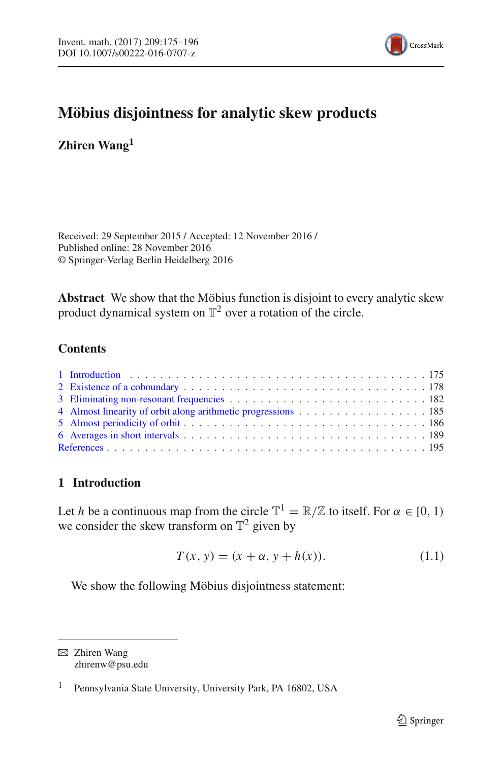# Möbius disjointness for analytic skew products

**Zhiren Wang**[1]

Received: 29 September 2015 / Accepted: 12 November 2016 /
Published online: 28 November 2016
© Springer-Verlag Berlin Heidelberg 2016

**Abstract** We show that the Möbius function is disjoint to every analytic skew product dynamical system on $\mathbb{T}^2$ over a rotation of the circle.

## Contents

1 Introduction . . . 175
2 Existence of a coboundary . . . 178
3 Eliminating non-resonant frequencies . . . 182
4 Almost linearity of orbit along arithmetic progressions . . . 185
5 Almost periodicity of orbit . . . 186
6 Averages in short intervals . . . 189
References . . . 195

## 1 Introduction

Let $h$ be a continuous map from the circle $\mathbb{T}^1 = \mathbb{R}/\mathbb{Z}$ to itself. For $\alpha \in [0, 1)$ we consider the skew transform on $\mathbb{T}^2$ given by

$$T(x, y) = (x + \alpha, y + h(x)). \tag{1.1}$$

We show the following Möbius disjointness statement:

---

✉ Zhiren Wang
zhirenw@psu.edu

[1] Pennsylvania State University, University Park, PA 16802, USA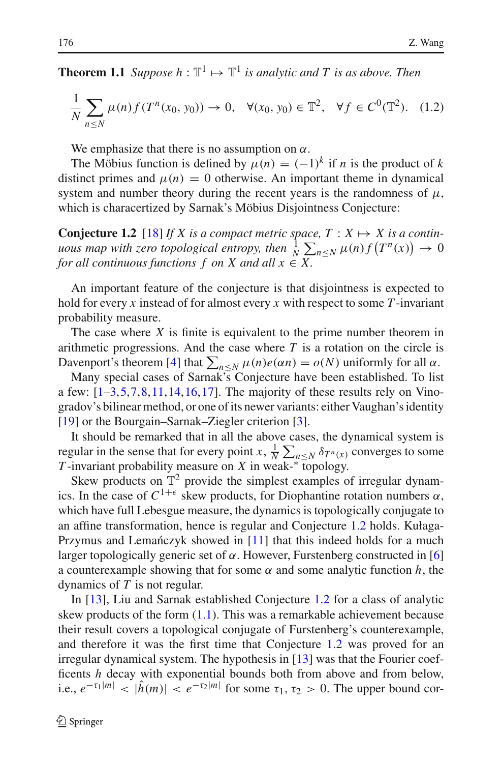**Theorem 1.1** *Suppose $h : \mathbb{T}^1 \mapsto \mathbb{T}^1$ is analytic and $T$ is as above. Then*

$$\frac{1}{N}\sum_{n\le N}\mu(n)f(T^n(x_0,y_0)) \to 0, \quad \forall (x_0,y_0)\in\mathbb{T}^2, \quad \forall f\in C^0(\mathbb{T}^2). \quad (1.2)$$

We emphasize that there is no assumption on $\alpha$.

The Möbius function is defined by $\mu(n) = (-1)^k$ if $n$ is the product of $k$ distinct primes and $\mu(n) = 0$ otherwise. An important theme in dynamical system and number theory during the recent years is the randomness of $\mu$, which is charaсertized by Sarnak's Möbius Disjointness Conjecture:

**Conjecture 1.2** [18] *If $X$ is a compact metric space, $T : X \mapsto X$ is a continuous map with zero topological entropy, then $\frac{1}{N}\sum_{n\le N}\mu(n)f\left(T^n(x)\right) \to 0$ for all continuous functions $f$ on $X$ and all $x \in X$.*

An important feature of the conjecture is that disjointness is expected to hold for every $x$ instead of for almost every $x$ with respect to some $T$-invariant probability measure.

The case where $X$ is finite is equivalent to the prime number theorem in arithmetic progressions. And the case where $T$ is a rotation on the circle is Davenport's theorem [4] that $\sum_{n\le N}\mu(n)e(\alpha n) = o(N)$ uniformly for all $\alpha$.

Many special cases of Sarnak's Conjecture have been established. To list a few: [1–3,5,7,8,11,14,16,17]. The majority of these results rely on Vinogradov's bilinear method, or one of its newer variants: either Vaughan's identity [19] or the Bourgain–Sarnak–Ziegler criterion [3].

It should be remarked that in all the above cases, the dynamical system is regular in the sense that for every point $x$, $\frac{1}{N}\sum_{n\le N}\delta_{T^n(x)}$ converges to some $T$-invariant probability measure on $X$ in weak-* topology.

Skew products on $\mathbb{T}^2$ provide the simplest examples of irregular dynamics. In the case of $C^{1+\epsilon}$ skew products, for Diophantine rotation numbers $\alpha$, which have full Lebesgue measure, the dynamics is topologically conjugate to an affine transformation, hence is regular and Conjecture 1.2 holds. Kułaga-Przymus and Lemańczyk showed in [11] that this indeed holds for a much larger topologically generic set of $\alpha$. However, Furstenberg constructed in [6] a counterexample showing that for some $\alpha$ and some analytic function $h$, the dynamics of $T$ is not regular.

In [13], Liu and Sarnak established Conjecture 1.2 for a class of analytic skew products of the form (1.1). This was a remarkable achievement because their result covers a topological conjugate of Furstenberg's counterexample, and therefore it was the first time that Conjecture 1.2 was proved for an irregular dynamical system. The hypothesis in [13] was that the Fourier coefficents $h$ decay with exponential bounds both from above and from below, i.e., $e^{-\tau_1|m|} < |\hat{h}(m)| < e^{-\tau_2|m|}$ for some $\tau_1, \tau_2 > 0$. The upper bound cor-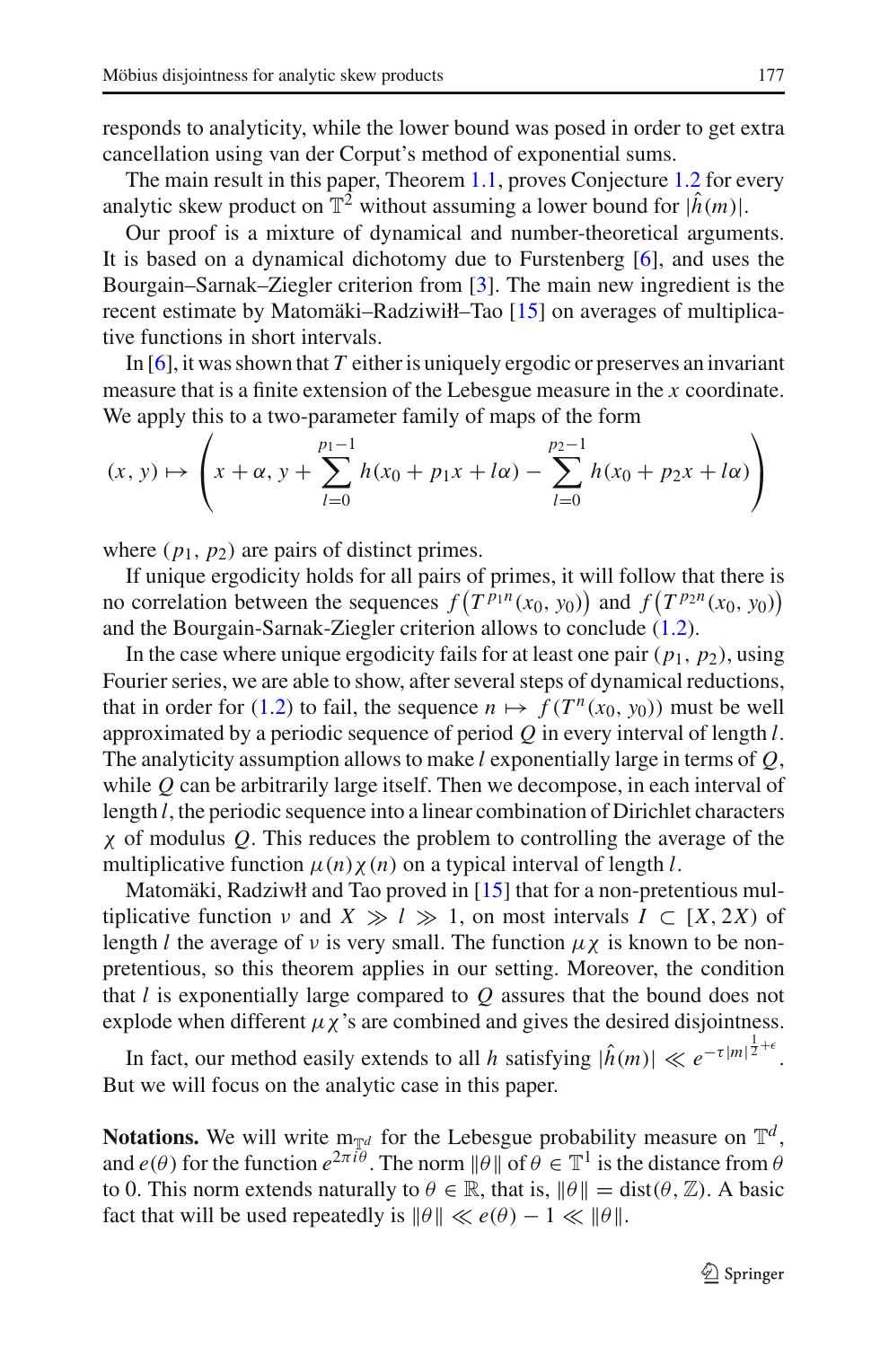responds to analyticity, while the lower bound was posed in order to get extra cancellation using van der Corput's method of exponential sums.

The main result in this paper, Theorem 1.1, proves Conjecture 1.2 for every analytic skew product on $\mathbb{T}^2$ without assuming a lower bound for $|\hat{h}(m)|$.

Our proof is a mixture of dynamical and number-theoretical arguments. It is based on a dynamical dichotomy due to Furstenberg [6], and uses the Bourgain–Sarnak–Ziegler criterion from [3]. The main new ingredient is the recent estimate by Matomäki–Radziwiłł–Tao [15] on averages of multiplicative functions in short intervals.

In [6], it was shown that $T$ either is uniquely ergodic or preserves an invariant measure that is a finite extension of the Lebesgue measure in the $x$ coordinate. We apply this to a two-parameter family of maps of the form

$$(x, y) \mapsto \left( x + \alpha, y + \sum_{l=0}^{p_1-1} h(x_0 + p_1 x + l\alpha) - \sum_{l=0}^{p_2-1} h(x_0 + p_2 x + l\alpha) \right)$$

where $(p_1, p_2)$ are pairs of distinct primes.

If unique ergodicity holds for all pairs of primes, it will follow that there is no correlation between the sequences $f\left(T^{p_1 n}(x_0, y_0)\right)$ and $f\left(T^{p_2 n}(x_0, y_0)\right)$ and the Bourgain-Sarnak-Ziegler criterion allows to conclude (1.2).

In the case where unique ergodicity fails for at least one pair $(p_1, p_2)$, using Fourier series, we are able to show, after several steps of dynamical reductions, that in order for (1.2) to fail, the sequence $n \mapsto f(T^n(x_0, y_0))$ must be well approximated by a periodic sequence of period $Q$ in every interval of length $l$. The analyticity assumption allows to make $l$ exponentially large in terms of $Q$, while $Q$ can be arbitrarily large itself. Then we decompose, in each interval of length $l$, the periodic sequence into a linear combination of Dirichlet characters $\chi$ of modulus $Q$. This reduces the problem to controlling the average of the multiplicative function $\mu(n)\chi(n)$ on a typical interval of length $l$.

Matomäki, Radziwiłł and Tao proved in [15] that for a non-pretentious multiplicative function $\nu$ and $X \gg l \gg 1$, on most intervals $I \subset [X, 2X)$ of length $l$ the average of $\nu$ is very small. The function $\mu\chi$ is known to be non-pretentious, so this theorem applies in our setting. Moreover, the condition that $l$ is exponentially large compared to $Q$ assures that the bound does not explode when different $\mu\chi$'s are combined and gives the desired disjointness.

In fact, our method easily extends to all $h$ satisfying $|\hat{h}(m)| \ll e^{-\tau|m|^{\frac{1}{2}+\epsilon}}$. But we will focus on the analytic case in this paper.

**Notations.** We will write $\mathrm{m}_{\mathbb{T}^d}$ for the Lebesgue probability measure on $\mathbb{T}^d$, and $e(\theta)$ for the function $e^{2\pi i\theta}$. The norm $\|\theta\|$ of $\theta \in \mathbb{T}^1$ is the distance from $\theta$ to 0. This norm extends naturally to $\theta \in \mathbb{R}$, that is, $\|\theta\| = \mathrm{dist}(\theta, \mathbb{Z})$. A basic fact that will be used repeatedly is $\|\theta\| \ll e(\theta) - 1 \ll \|\theta\|$.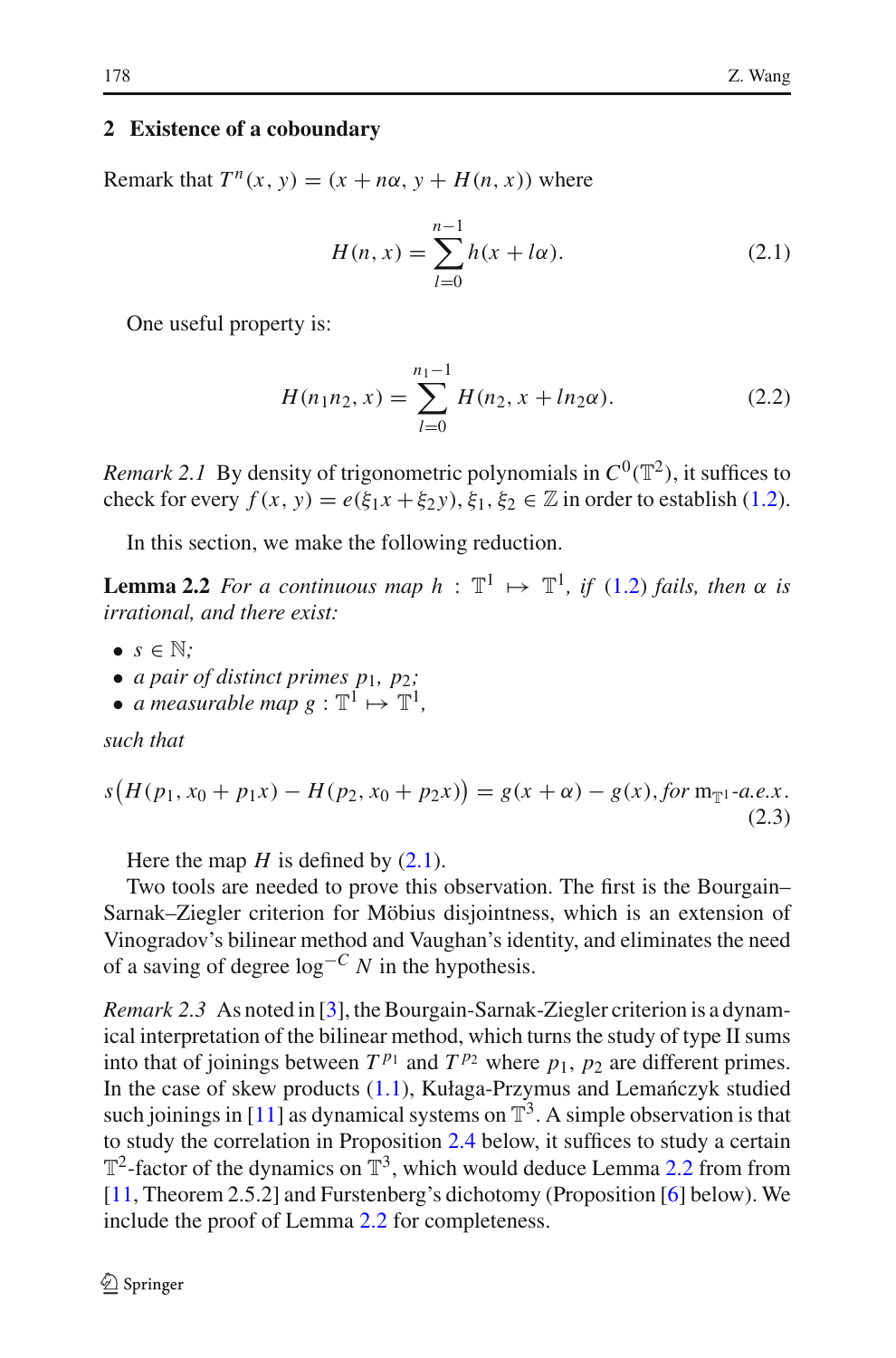## 2 Existence of a coboundary

Remark that $T^n(x, y) = (x + n\alpha, y + H(n, x))$ where

$$H(n, x) = \sum_{l=0}^{n-1} h(x + l\alpha). \tag{2.1}$$

One useful property is:

$$H(n_1 n_2, x) = \sum_{l=0}^{n_1-1} H(n_2, x + l n_2 \alpha). \tag{2.2}$$

*Remark 2.1* By density of trigonometric polynomials in $C^0(\mathbb{T}^2)$, it suffices to check for every $f(x, y) = e(\xi_1 x + \xi_2 y)$, $\xi_1, \xi_2 \in \mathbb{Z}$ in order to establish (1.2).

In this section, we make the following reduction.

**Lemma 2.2** *For a continuous map $h : \mathbb{T}^1 \mapsto \mathbb{T}^1$, if (1.2) fails, then $\alpha$ is irrational, and there exist:*

- $s \in \mathbb{N}$*;*
- *a pair of distinct primes $p_1, p_2$;*
- *a measurable map $g : \mathbb{T}^1 \mapsto \mathbb{T}^1$,*

*such that*

$$s\big(H(p_1, x_0 + p_1 x) - H(p_2, x_0 + p_2 x)\big) = g(x + \alpha) - g(x), \textit{for } \mathrm{m}_{\mathbb{T}^1}\textit{-a.e.}\, x. \tag{2.3}$$

Here the map $H$ is defined by (2.1).

Two tools are needed to prove this observation. The first is the Bourgain–Sarnak–Ziegler criterion for Möbius disjointness, which is an extension of Vinogradov's bilinear method and Vaughan's identity, and eliminates the need of a saving of degree $\log^{-C} N$ in the hypothesis.

*Remark 2.3* As noted in [3], the Bourgain-Sarnak-Ziegler criterion is a dynamical interpretation of the bilinear method, which turns the study of type II sums into that of joinings between $T^{p_1}$ and $T^{p_2}$ where $p_1$, $p_2$ are different primes. In the case of skew products (1.1), Kułaga-Przymus and Lemańczyk studied such joinings in [11] as dynamical systems on $\mathbb{T}^3$. A simple observation is that to study the correlation in Proposition 2.4 below, it suffices to study a certain $\mathbb{T}^2$-factor of the dynamics on $\mathbb{T}^3$, which would deduce Lemma 2.2 from from [11, Theorem 2.5.2] and Furstenberg's dichotomy (Proposition [6] below). We include the proof of Lemma 2.2 for completeness.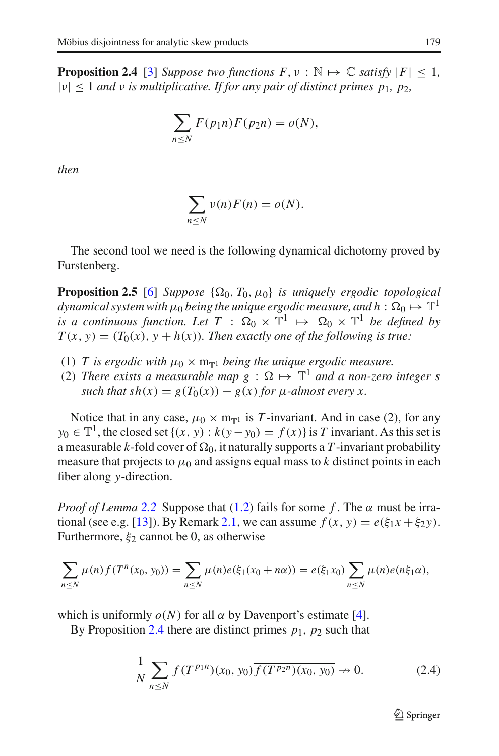**Proposition 2.4** [3] *Suppose two functions $F, \nu : \mathbb{N} \mapsto \mathbb{C}$ satisfy $|F| \leq 1$, $|\nu| \leq 1$ and $\nu$ is multiplicative. If for any pair of distinct primes $p_1$, $p_2$,*

$$\sum_{n \leq N} F(p_1 n)\overline{F(p_2 n)} = o(N),$$

*then*

$$\sum_{n \leq N} \nu(n) F(n) = o(N).$$

The second tool we need is the following dynamical dichotomy proved by Furstenberg.

**Proposition 2.5** [6] *Suppose $\{\Omega_0, T_0, \mu_0\}$ is uniquely ergodic topological dynamical system with $\mu_0$ being the unique ergodic measure, and $h : \Omega_0 \mapsto \mathbb{T}^1$ is a continuous function. Let $T : \Omega_0 \times \mathbb{T}^1 \mapsto \Omega_0 \times \mathbb{T}^1$ be defined by $T(x, y) = (T_0(x), y + h(x))$. Then exactly one of the following is true:*

1. *$T$ is ergodic with $\mu_0 \times \mathrm{m}_{\mathbb{T}^1}$ being the unique ergodic measure.*
2. *There exists a measurable map $g : \Omega \mapsto \mathbb{T}^1$ and a non-zero integer $s$ such that $sh(x) = g(T_0(x)) - g(x)$ for $\mu$-almost every $x$.*

Notice that in any case, $\mu_0 \times \mathrm{m}_{\mathbb{T}^1}$ is $T$-invariant. And in case (2), for any $y_0 \in \mathbb{T}^1$, the closed set $\{(x, y) : k(y - y_0) = f(x)\}$ is $T$ invariant. As this set is a measurable $k$-fold cover of $\Omega_0$, it naturally supports a $T$-invariant probability measure that projects to $\mu_0$ and assigns equal mass to $k$ distinct points in each fiber along $y$-direction.

*Proof of Lemma 2.2* Suppose that (1.2) fails for some $f$. The $\alpha$ must be irrational (see e.g. [13]). By Remark 2.1, we can assume $f(x, y) = e(\xi_1 x + \xi_2 y)$. Furthermore, $\xi_2$ cannot be 0, as otherwise

$$\sum_{n \leq N} \mu(n) f(T^n(x_0, y_0)) = \sum_{n \leq N} \mu(n) e(\xi_1(x_0 + n\alpha)) = e(\xi_1 x_0) \sum_{n \leq N} \mu(n) e(n\xi_1\alpha),$$

which is uniformly $o(N)$ for all $\alpha$ by Davenport's estimate [4].

By Proposition 2.4 there are distinct primes $p_1$, $p_2$ such that

$$\frac{1}{N} \sum_{n \leq N} f(T^{p_1 n})(x_0, y_0)\overline{f(T^{p_2 n})(x_0, y_0)} \nrightarrow 0. \tag{2.4}$$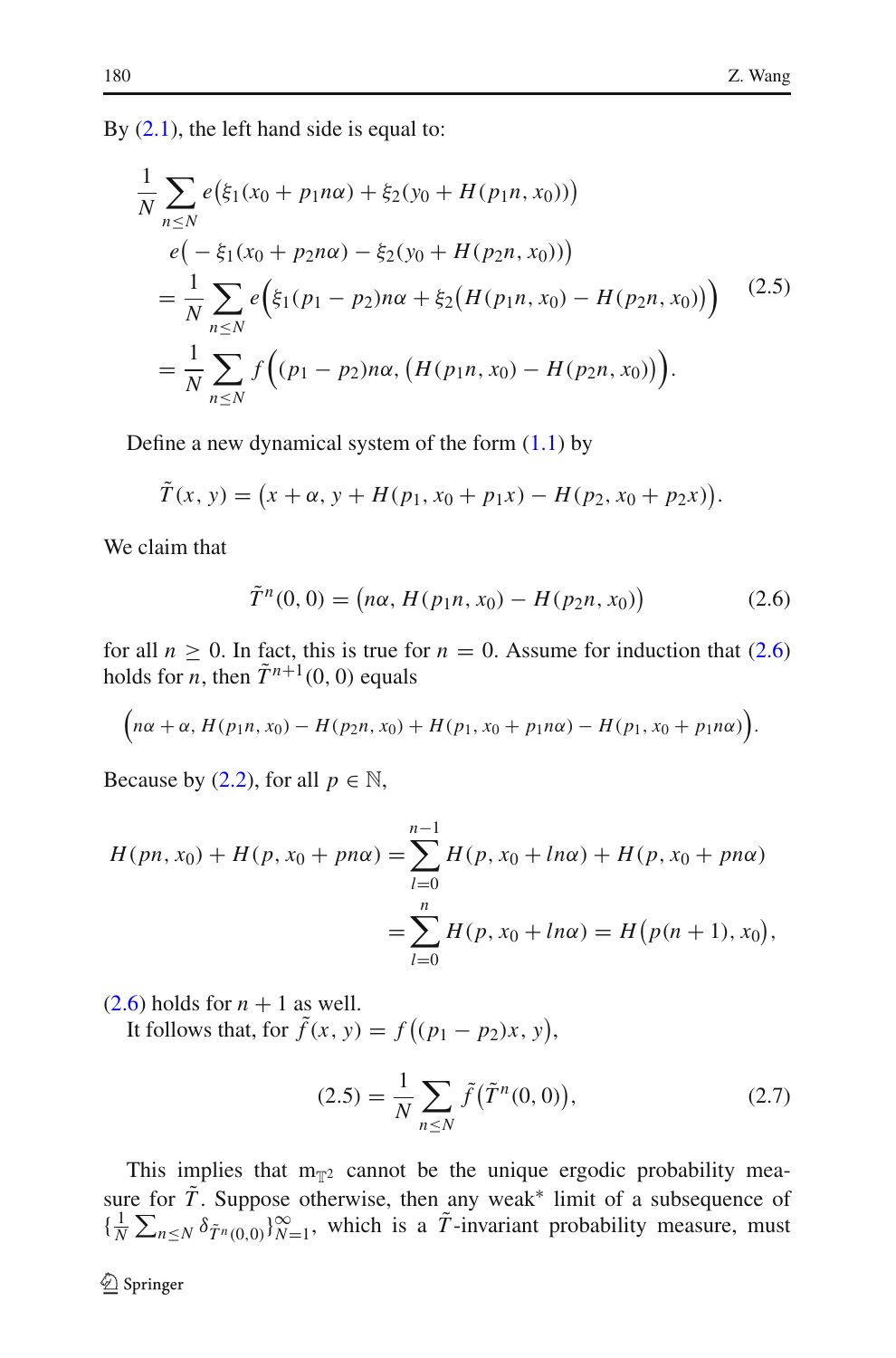By (2.1), the left hand side is equal to:

$$
\begin{aligned}
&\frac{1}{N}\sum_{n\le N} e\big(\xi_1(x_0+p_1 n\alpha)+\xi_2(y_0+H(p_1 n,x_0))\big)\\
&\quad e\big(-\xi_1(x_0+p_2 n\alpha)-\xi_2(y_0+H(p_2 n,x_0))\big)\\
&=\frac{1}{N}\sum_{n\le N} e\Big(\xi_1(p_1-p_2)n\alpha+\xi_2\big(H(p_1 n,x_0)-H(p_2 n,x_0)\big)\Big)\\
&=\frac{1}{N}\sum_{n\le N} f\Big((p_1-p_2)n\alpha,\big(H(p_1 n,x_0)-H(p_2 n,x_0)\big)\Big).
\end{aligned}
\tag{2.5}
$$

Define a new dynamical system of the form (1.1) by

$$
\tilde{T}(x,y)=\big(x+\alpha,\,y+H(p_1,x_0+p_1 x)-H(p_2,x_0+p_2 x)\big).
$$

We claim that

$$
\tilde{T}^n(0,0)=\big(n\alpha,\,H(p_1 n,x_0)-H(p_2 n,x_0)\big)
\tag{2.6}
$$

for all $n\ge 0$. In fact, this is true for $n=0$. Assume for induction that (2.6) holds for $n$, then $\tilde{T}^{n+1}(0,0)$ equals

$$
\Big(n\alpha+\alpha,\,H(p_1 n,x_0)-H(p_2 n,x_0)+H(p_1,x_0+p_1 n\alpha)-H(p_1,x_0+p_1 n\alpha)\Big).
$$

Because by (2.2), for all $p\in\mathbb{N}$,

$$
\begin{aligned}
H(pn,x_0)+H(p,x_0+pn\alpha)&=\sum_{l=0}^{n-1}H(p,x_0+l n\alpha)+H(p,x_0+pn\alpha)\\
&=\sum_{l=0}^{n}H(p,x_0+l n\alpha)=H\big(p(n+1),x_0\big),
\end{aligned}
$$

(2.6) holds for $n+1$ as well.

It follows that, for $\tilde{f}(x,y)=f\big((p_1-p_2)x,y\big)$,

$$
(2.5)=\frac{1}{N}\sum_{n\le N}\tilde{f}\big(\tilde{T}^n(0,0)\big),
\tag{2.7}
$$

This implies that $\mathrm{m}_{\mathbb{T}^2}$ cannot be the unique ergodic probability measure for $\tilde{T}$. Suppose otherwise, then any weak* limit of a subsequence of $\{\frac{1}{N}\sum_{n\le N}\delta_{\tilde{T}^n(0,0)}\}_{N=1}^{\infty}$, which is a $\tilde{T}$-invariant probability measure, must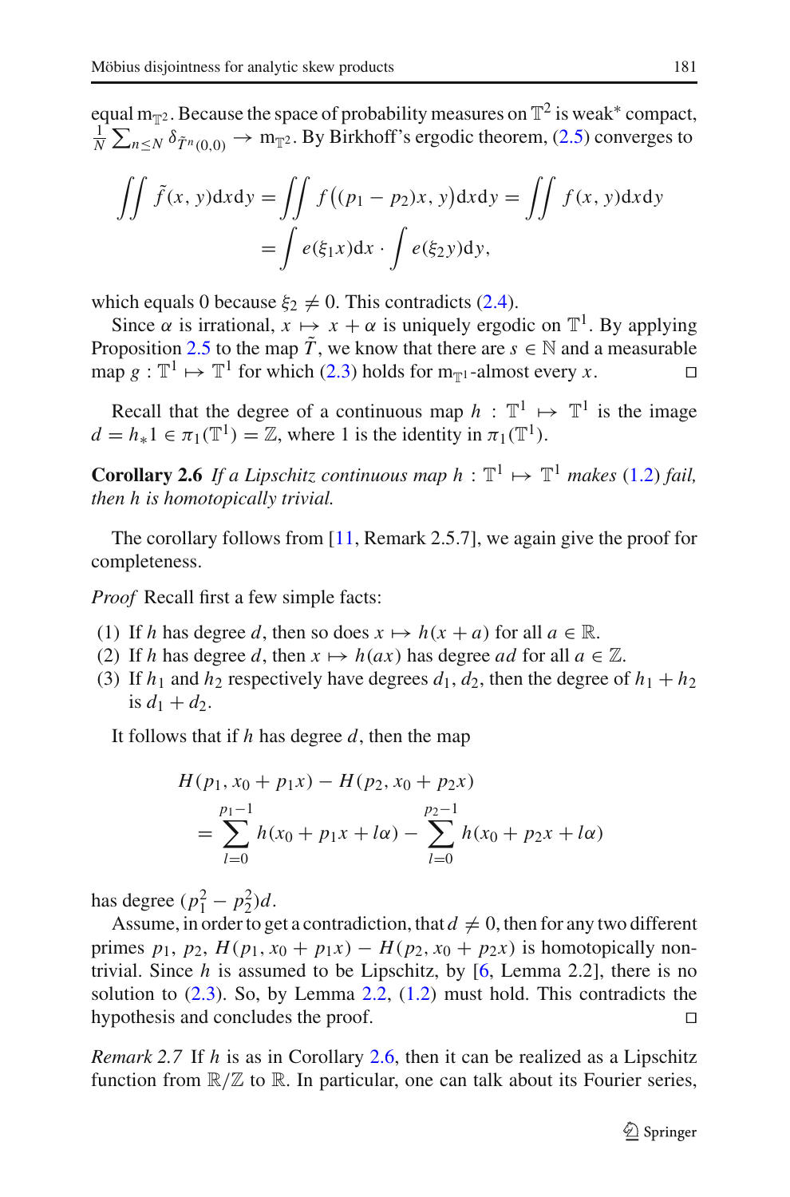equal $m_{\mathbb{T}^2}$. Because the space of probability measures on $\mathbb{T}^2$ is weak* compact, $\frac{1}{N}\sum_{n\le N}\delta_{\tilde{T}^n(0,0)} \to m_{\mathbb{T}^2}$. By Birkhoff's ergodic theorem, (2.5) converges to

$$\iint \tilde{f}(x,y)\mathrm{d}x\mathrm{d}y = \iint f\big((p_1-p_2)x, y\big)\mathrm{d}x\mathrm{d}y = \iint f(x,y)\mathrm{d}x\mathrm{d}y \\ = \int e(\xi_1 x)\mathrm{d}x \cdot \int e(\xi_2 y)\mathrm{d}y,$$

which equals 0 because $\xi_2 \neq 0$. This contradicts (2.4).

Since $\alpha$ is irrational, $x \mapsto x+\alpha$ is uniquely ergodic on $\mathbb{T}^1$. By applying Proposition 2.5 to the map $\tilde{T}$, we know that there are $s \in \mathbb{N}$ and a measurable map $g : \mathbb{T}^1 \mapsto \mathbb{T}^1$ for which (2.3) holds for $m_{\mathbb{T}^1}$-almost every $x$. □

Recall that the degree of a continuous map $h : \mathbb{T}^1 \mapsto \mathbb{T}^1$ is the image $d = h_* 1 \in \pi_1(\mathbb{T}^1) = \mathbb{Z}$, where 1 is the identity in $\pi_1(\mathbb{T}^1)$.

**Corollary 2.6** *If a Lipschitz continuous map $h : \mathbb{T}^1 \mapsto \mathbb{T}^1$ makes (1.2) fail, then $h$ is homotopically trivial.*

The corollary follows from [11, Remark 2.5.7], we again give the proof for completeness.

*Proof* Recall first a few simple facts:

(1) If $h$ has degree $d$, then so does $x \mapsto h(x+a)$ for all $a \in \mathbb{R}$.
(2) If $h$ has degree $d$, then $x \mapsto h(ax)$ has degree $ad$ for all $a \in \mathbb{Z}$.
(3) If $h_1$ and $h_2$ respectively have degrees $d_1, d_2$, then the degree of $h_1 + h_2$ is $d_1 + d_2$.

It follows that if $h$ has degree $d$, then the map

$$H(p_1, x_0 + p_1 x) - H(p_2, x_0 + p_2 x) \\ = \sum_{l=0}^{p_1-1} h(x_0 + p_1 x + l\alpha) - \sum_{l=0}^{p_2-1} h(x_0 + p_2 x + l\alpha)$$

has degree $(p_1^2 - p_2^2)d$.

Assume, in order to get a contradiction, that $d \neq 0$, then for any two different primes $p_1$, $p_2$, $H(p_1, x_0 + p_1 x) - H(p_2, x_0 + p_2 x)$ is homotopically non-trivial. Since $h$ is assumed to be Lipschitz, by [6, Lemma 2.2], there is no solution to (2.3). So, by Lemma 2.2, (1.2) must hold. This contradicts the hypothesis and concludes the proof. □

*Remark 2.7* If $h$ is as in Corollary 2.6, then it can be realized as a Lipschitz function from $\mathbb{R}/\mathbb{Z}$ to $\mathbb{R}$. In particular, one can talk about its Fourier series,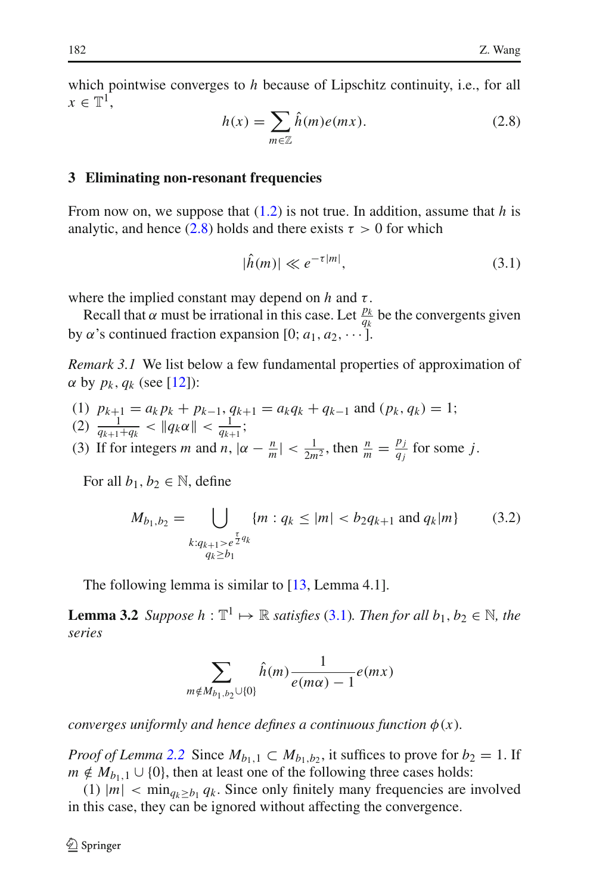which pointwise converges to $h$ because of Lipschitz continuity, i.e., for all $x \in \mathbb{T}^1$,

$$h(x) = \sum_{m \in \mathbb{Z}} \hat{h}(m) e(mx). \tag{2.8}$$

## 3 Eliminating non-resonant frequencies

From now on, we suppose that (1.2) is not true. In addition, assume that $h$ is analytic, and hence (2.8) holds and there exists $\tau > 0$ for which

$$|\hat{h}(m)| \ll e^{-\tau |m|}, \tag{3.1}$$

where the implied constant may depend on $h$ and $\tau$.

Recall that $\alpha$ must be irrational in this case. Let $\frac{p_k}{q_k}$ be the convergents given by $\alpha$'s continued fraction expansion $[0; a_1, a_2, \cdots]$.

*Remark 3.1* We list below a few fundamental properties of approximation of $\alpha$ by $p_k, q_k$ (see [12]):

(1) $p_{k+1} = a_k p_k + p_{k-1}$, $q_{k+1} = a_k q_k + q_{k-1}$ and $(p_k, q_k) = 1$;
(2) $\frac{1}{q_{k+1} + q_k} < \|q_k \alpha\| < \frac{1}{q_{k+1}}$;
(3) If for integers $m$ and $n$, $|\alpha - \frac{n}{m}| < \frac{1}{2m^2}$, then $\frac{n}{m} = \frac{p_j}{q_j}$ for some $j$.

For all $b_1, b_2 \in \mathbb{N}$, define

$$M_{b_1, b_2} = \bigcup_{\substack{k : q_{k+1} > e^{\frac{\tau}{2} q_k} \\ q_k \geq b_1}} \{m : q_k \leq |m| < b_2 q_{k+1} \text{ and } q_k | m\} \tag{3.2}$$

The following lemma is similar to [13, Lemma 4.1].

**Lemma 3.2** *Suppose $h : \mathbb{T}^1 \mapsto \mathbb{R}$ satisfies (3.1). Then for all $b_1, b_2 \in \mathbb{N}$, the series*

$$\sum_{m \notin M_{b_1, b_2} \cup \{0\}} \hat{h}(m) \frac{1}{e(m\alpha) - 1} e(mx)$$

*converges uniformly and hence defines a continuous function $\phi(x)$.*

*Proof of Lemma 2.2* Since $M_{b_1,1} \subset M_{b_1,b_2}$, it suffices to prove for $b_2 = 1$. If $m \notin M_{b_1,1} \cup \{0\}$, then at least one of the following three cases holds:

(1) $|m| < \min_{q_k \geq b_1} q_k$. Since only finitely many frequencies are involved in this case, they can be ignored without affecting the convergence.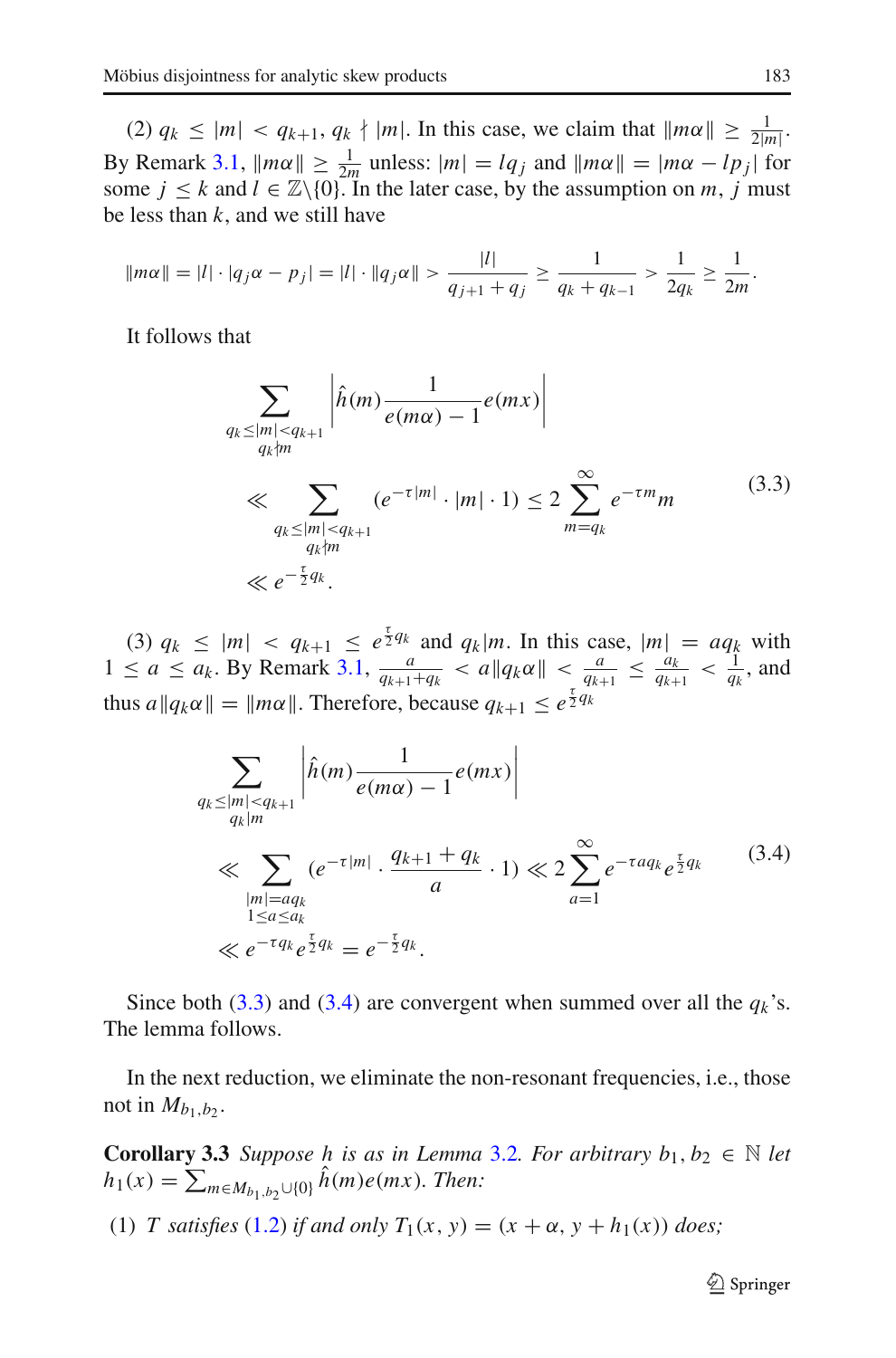(2) $q_k \leq |m| < q_{k+1}$, $q_k \nmid |m|$. In this case, we claim that $\|m\alpha\| \geq \frac{1}{2|m|}$. By Remark 3.1, $\|m\alpha\| \geq \frac{1}{2m}$ unless: $|m| = lq_j$ and $\|m\alpha\| = |m\alpha - lp_j|$ for some $j \leq k$ and $l \in \mathbb{Z}\backslash\{0\}$. In the later case, by the assumption on $m$, $j$ must be less than $k$, and we still have

$$\|m\alpha\| = |l| \cdot |q_j\alpha - p_j| = |l| \cdot \|q_j\alpha\| > \frac{|l|}{q_{j+1} + q_j} \geq \frac{1}{q_k + q_{k-1}} > \frac{1}{2q_k} \geq \frac{1}{2m}.$$

It follows that

$$\begin{aligned}
&\sum_{\substack{q_k \leq |m| < q_{k+1} \\ q_k \nmid m}} \left| \hat{h}(m) \frac{1}{e(m\alpha) - 1} e(mx) \right| \\
&\ll \sum_{\substack{q_k \leq |m| < q_{k+1} \\ q_k \nmid m}} (e^{-\tau|m|} \cdot |m| \cdot 1) \leq 2 \sum_{m=q_k}^{\infty} e^{-\tau m} m \\
&\ll e^{-\frac{\tau}{2} q_k}.
\end{aligned} \tag{3.3}$$

(3) $q_k \leq |m| < q_{k+1} \leq e^{\frac{\tau}{2} q_k}$ and $q_k | m$. In this case, $|m| = aq_k$ with $1 \leq a \leq a_k$. By Remark 3.1, $\frac{a}{q_{k+1} + q_k} < a\|q_k\alpha\| < \frac{a}{q_{k+1}} \leq \frac{a_k}{q_{k+1}} < \frac{1}{q_k}$, and thus $a\|q_k\alpha\| = \|m\alpha\|$. Therefore, because $q_{k+1} \leq e^{\frac{\tau}{2} q_k}$

$$\begin{aligned}
&\sum_{\substack{q_k \leq |m| < q_{k+1} \\ q_k | m}} \left| \hat{h}(m) \frac{1}{e(m\alpha) - 1} e(mx) \right| \\
&\ll \sum_{\substack{|m| = aq_k \\ 1 \leq a \leq a_k}} \left(e^{-\tau|m|} \cdot \frac{q_{k+1} + q_k}{a} \cdot 1\right) \ll 2 \sum_{a=1}^{\infty} e^{-\tau a q_k} e^{\frac{\tau}{2} q_k} \\
&\ll e^{-\tau q_k} e^{\frac{\tau}{2} q_k} = e^{-\frac{\tau}{2} q_k}.
\end{aligned} \tag{3.4}$$

Since both (3.3) and (3.4) are convergent when summed over all the $q_k$'s. The lemma follows.

In the next reduction, we eliminate the non-resonant frequencies, i.e., those not in $M_{b_1,b_2}$.

**Corollary 3.3** *Suppose $h$ is as in Lemma 3.2. For arbitrary $b_1, b_2 \in \mathbb{N}$ let $h_1(x) = \sum_{m \in M_{b_1,b_2} \cup \{0\}} \hat{h}(m) e(mx)$. Then:*

(1) *$T$ satisfies (1.2) if and only if $T_1(x, y) = (x + \alpha, y + h_1(x))$ does;*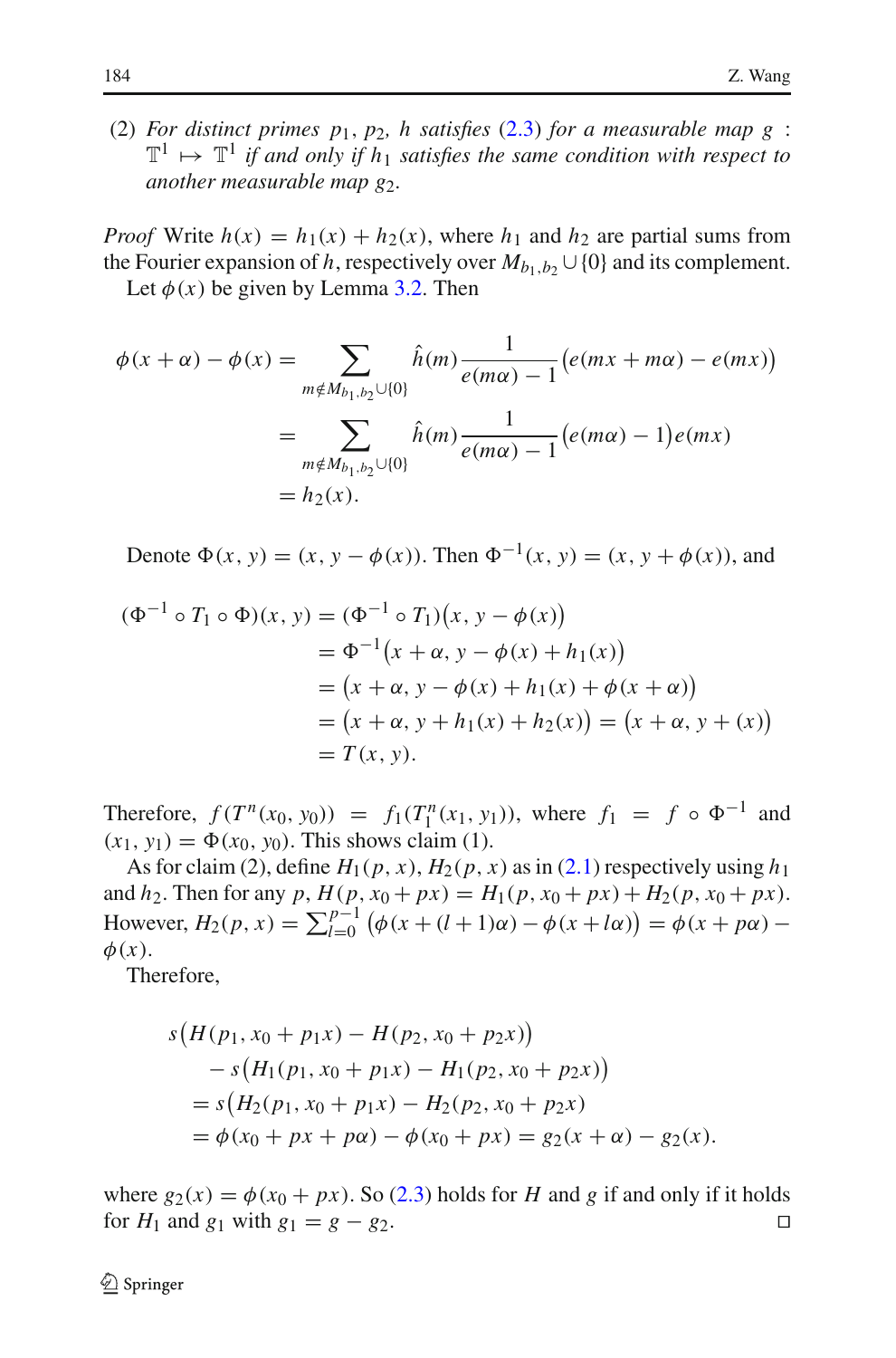(2) *For distinct primes* $p_1$, $p_2$, $h$ *satisfies* (2.3) *for a measurable map* $g : \mathbb{T}^1 \mapsto \mathbb{T}^1$ *if and only if* $h_1$ *satisfies the same condition with respect to another measurable map* $g_2$.

*Proof* Write $h(x) = h_1(x) + h_2(x)$, where $h_1$ and $h_2$ are partial sums from the Fourier expansion of $h$, respectively over $M_{b_1,b_2} \cup \{0\}$ and its complement.

Let $\phi(x)$ be given by Lemma 3.2. Then

$$
\begin{aligned}
\phi(x+\alpha) - \phi(x) &= \sum_{m \notin M_{b_1,b_2} \cup \{0\}} \hat{h}(m) \frac{1}{e(m\alpha) - 1} \big(e(mx + m\alpha) - e(mx)\big) \\
&= \sum_{m \notin M_{b_1,b_2} \cup \{0\}} \hat{h}(m) \frac{1}{e(m\alpha) - 1} \big(e(m\alpha) - 1\big) e(mx) \\
&= h_2(x).
\end{aligned}
$$

Denote $\Phi(x, y) = (x, y - \phi(x))$. Then $\Phi^{-1}(x, y) = (x, y + \phi(x))$, and

$$
\begin{aligned}
(\Phi^{-1} \circ T_1 \circ \Phi)(x, y) &= (\Phi^{-1} \circ T_1)\big(x, y - \phi(x)\big) \\
&= \Phi^{-1}\big(x + \alpha, y - \phi(x) + h_1(x)\big) \\
&= \big(x + \alpha, y - \phi(x) + h_1(x) + \phi(x + \alpha)\big) \\
&= \big(x + \alpha, y + h_1(x) + h_2(x)\big) = \big(x + \alpha, y + (x)\big) \\
&= T(x, y).
\end{aligned}
$$

Therefore, $f(T^n(x_0, y_0)) = f_1(T_1^n(x_1, y_1))$, where $f_1 = f \circ \Phi^{-1}$ and $(x_1, y_1) = \Phi(x_0, y_0)$. This shows claim (1).

As for claim (2), define $H_1(p, x)$, $H_2(p, x)$ as in (2.1) respectively using $h_1$ and $h_2$. Then for any $p$, $H(p, x_0 + px) = H_1(p, x_0 + px) + H_2(p, x_0 + px)$. However, $H_2(p, x) = \sum_{l=0}^{p-1} \big(\phi(x + (l + 1)\alpha) - \phi(x + l\alpha)\big) = \phi(x + p\alpha) - \phi(x)$.

Therefore,

$$
\begin{aligned}
& s\big(H(p_1, x_0 + p_1 x) - H(p_2, x_0 + p_2 x)\big) \\
& \quad - s\big(H_1(p_1, x_0 + p_1 x) - H_1(p_2, x_0 + p_2 x)\big) \\
& = s\big(H_2(p_1, x_0 + p_1 x) - H_2(p_2, x_0 + p_2 x)\big) \\
& = \phi(x_0 + px + p\alpha) - \phi(x_0 + px) = g_2(x + \alpha) - g_2(x).
\end{aligned}
$$

where $g_2(x) = \phi(x_0 + px)$. So (2.3) holds for $H$ and $g$ if and only if it holds for $H_1$ and $g_1$ with $g_1 = g - g_2$. □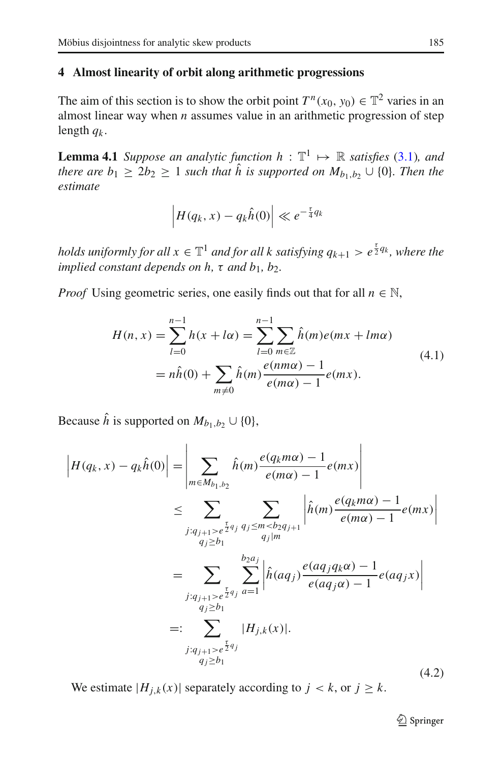## 4 Almost linearity of orbit along arithmetic progressions

The aim of this section is to show the orbit point $T^n(x_0, y_0) \in \mathbb{T}^2$ varies in an almost linear way when $n$ assumes value in an arithmetic progression of step length $q_k$.

**Lemma 4.1** *Suppose an analytic function $h : \mathbb{T}^1 \mapsto \mathbb{R}$ satisfies (3.1), and there are $b_1 \geq 2b_2 \geq 1$ such that $\hat{h}$ is supported on $M_{b_1,b_2} \cup \{0\}$. Then the estimate*

$$\left| H(q_k, x) - q_k \hat{h}(0) \right| \ll e^{-\frac{\tau}{4} q_k}$$

*holds uniformly for all $x \in \mathbb{T}^1$ and for all $k$ satisfying $q_{k+1} > e^{\frac{\tau}{2} q_k}$, where the implied constant depends on $h$, $\tau$ and $b_1$, $b_2$.*

*Proof* Using geometric series, one easily finds out that for all $n \in \mathbb{N}$,

$$\begin{aligned} H(n, x) &= \sum_{l=0}^{n-1} h(x + l\alpha) = \sum_{l=0}^{n-1} \sum_{m \in \mathbb{Z}} \hat{h}(m) e(mx + lm\alpha) \\ &= n\hat{h}(0) + \sum_{m \neq 0} \hat{h}(m) \frac{e(nm\alpha) - 1}{e(m\alpha) - 1} e(mx). \end{aligned} \tag{4.1}$$

Because $\hat{h}$ is supported on $M_{b_1,b_2} \cup \{0\}$,

$$\begin{aligned} \left| H(q_k, x) - q_k \hat{h}(0) \right| &= \left| \sum_{m \in M_{b_1,b_2}} \hat{h}(m) \frac{e(q_k m\alpha) - 1}{e(m\alpha) - 1} e(mx) \right| \\ &\leq \sum_{\substack{j: q_{j+1} > e^{\frac{\tau}{2} q_j} \\ q_j \geq b_1}} \sum_{\substack{q_j \leq m < b_2 q_{j+1} \\ q_j | m}} \left| \hat{h}(m) \frac{e(q_k m\alpha) - 1}{e(m\alpha) - 1} e(mx) \right| \\ &= \sum_{\substack{j: q_{j+1} > e^{\frac{\tau}{2} q_j} \\ q_j \geq b_1}} \sum_{a=1}^{b_2 a_j} \left| \hat{h}(aq_j) \frac{e(aq_j q_k \alpha) - 1}{e(aq_j \alpha) - 1} e(aq_j x) \right| \\ &=: \sum_{\substack{j: q_{j+1} > e^{\frac{\tau}{2} q_j} \\ q_j \geq b_1}} |H_{j,k}(x)|. \end{aligned} \tag{4.2}$$

We estimate $|H_{j,k}(x)|$ separately according to $j < k$, or $j \geq k$.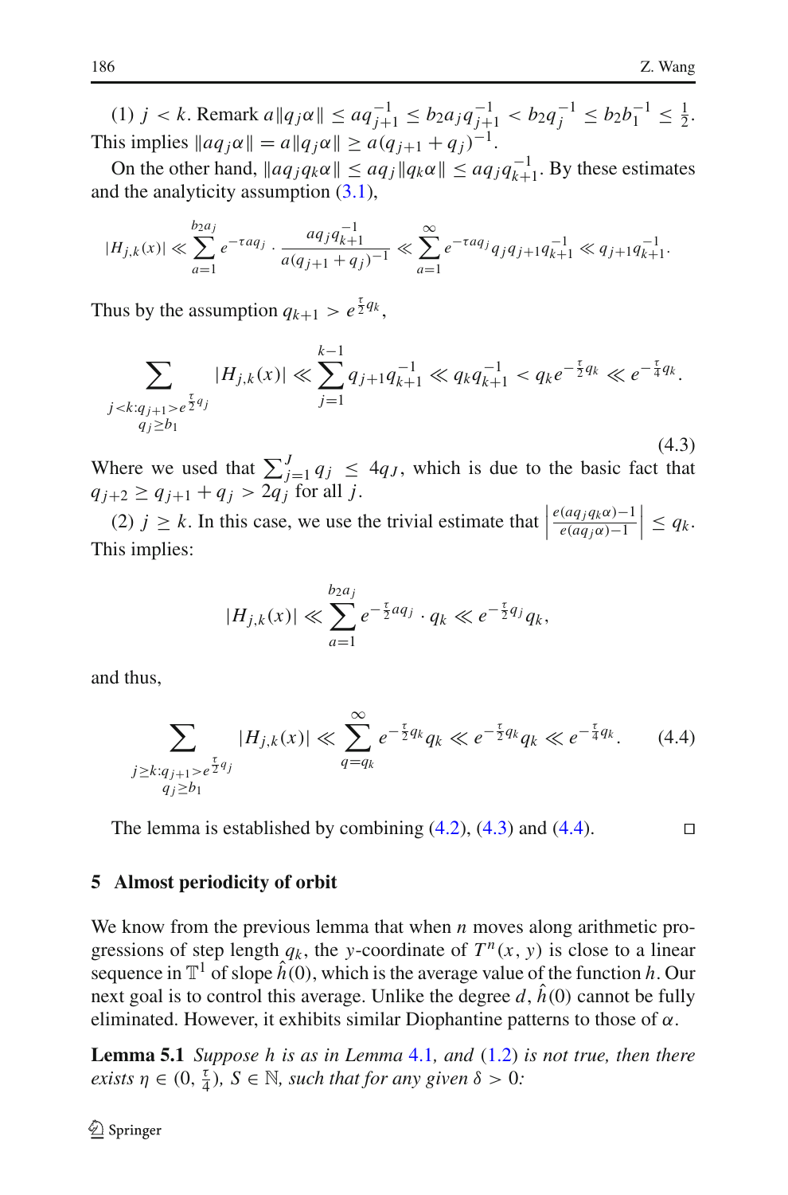(1) $j < k$. Remark $a\|q_j\alpha\| \le a q_{j+1}^{-1} \le b_2 a_j q_{j+1}^{-1} < b_2 q_j^{-1} \le b_2 b_1^{-1} \le \frac{1}{2}$. This implies $\|a q_j \alpha\| = a\|q_j\alpha\| \ge a(q_{j+1}+q_j)^{-1}$.

On the other hand, $\|a q_j q_k \alpha\| \le a q_j \|q_k\alpha\| \le a q_j q_{k+1}^{-1}$. By these estimates and the analyticity assumption (3.1),

$$|H_{j,k}(x)| \ll \sum_{a=1}^{b_2 a_j} e^{-\tau a q_j} \cdot \frac{a q_j q_{k+1}^{-1}}{a(q_{j+1}+q_j)^{-1}} \ll \sum_{a=1}^{\infty} e^{-\tau a q_j} q_j q_{j+1} q_{k+1}^{-1} \ll q_{j+1} q_{k+1}^{-1}.$$

Thus by the assumption $q_{k+1} > e^{\frac{\tau}{2} q_k}$,

$$\sum_{\substack{j<k: q_{j+1} > e^{\frac{\tau}{2} q_j} \\ q_j \ge b_1}} |H_{j,k}(x)| \ll \sum_{j=1}^{k-1} q_{j+1} q_{k+1}^{-1} \ll q_k q_{k+1}^{-1} < q_k e^{-\frac{\tau}{2} q_k} \ll e^{-\frac{\tau}{4} q_k}. \tag{4.3}$$

Where we used that $\sum_{j=1}^{J} q_j \le 4 q_J$, which is due to the basic fact that $q_{j+2} \ge q_{j+1} + q_j > 2 q_j$ for all $j$.

(2) $j \ge k$. In this case, we use the trivial estimate that $\left|\frac{e(a q_j q_k \alpha)-1}{e(a q_j \alpha)-1}\right| \le q_k$. This implies:

$$|H_{j,k}(x)| \ll \sum_{a=1}^{b_2 a_j} e^{-\frac{\tau}{2} a q_j} \cdot q_k \ll e^{-\frac{\tau}{2} q_j} q_k,$$

and thus,

$$\sum_{\substack{j \ge k: q_{j+1} > e^{\frac{\tau}{2} q_j} \\ q_j \ge b_1}} |H_{j,k}(x)| \ll \sum_{q=q_k}^{\infty} e^{-\frac{\tau}{2} q_k} q_k \ll e^{-\frac{\tau}{2} q_k} q_k \ll e^{-\frac{\tau}{4} q_k}. \tag{4.4}$$

The lemma is established by combining (4.2), (4.3) and (4.4). □

## 5 Almost periodicity of orbit

We know from the previous lemma that when $n$ moves along arithmetic progressions of step length $q_k$, the $y$-coordinate of $T^n(x, y)$ is close to a linear sequence in $\mathbb{T}^1$ of slope $\hat{h}(0)$, which is the average value of the function $h$. Our next goal is to control this average. Unlike the degree $d$, $\hat{h}(0)$ cannot be fully eliminated. However, it exhibits similar Diophantine patterns to those of $\alpha$.

**Lemma 5.1** *Suppose $h$ is as in Lemma 4.1, and (1.2) is not true, then there exists $\eta \in (0, \frac{\tau}{4})$, $S \in \mathbb{N}$, such that for any given $\delta > 0$:*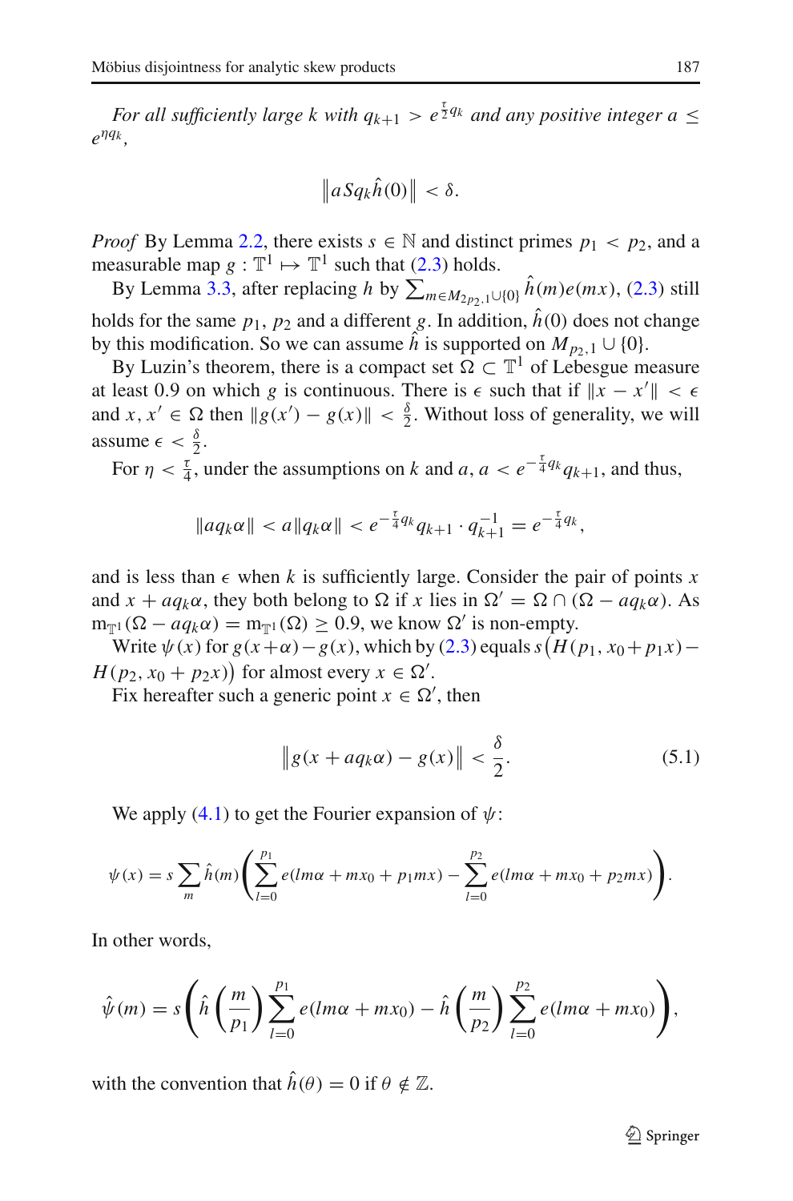*For all sufficiently large $k$ with $q_{k+1} > e^{\frac{\tau}{2}q_k}$ and any positive integer $a \leq e^{\eta q_k}$,*

$$\left\| a S q_k \hat{h}(0) \right\| < \delta.$$

*Proof* By Lemma 2.2, there exists $s \in \mathbb{N}$ and distinct primes $p_1 < p_2$, and a measurable map $g : \mathbb{T}^1 \mapsto \mathbb{T}^1$ such that (2.3) holds.

By Lemma 3.3, after replacing $h$ by $\sum_{m \in M_{2p_2,1} \cup \{0\}} \hat{h}(m) e(mx)$, (2.3) still holds for the same $p_1$, $p_2$ and a different $g$. In addition, $\hat{h}(0)$ does not change by this modification. So we can assume $\hat{h}$ is supported on $M_{p_2,1} \cup \{0\}$.

By Luzin's theorem, there is a compact set $\Omega \subset \mathbb{T}^1$ of Lebesgue measure at least 0.9 on which $g$ is continuous. There is $\epsilon$ such that if $\|x - x'\| < \epsilon$ and $x, x' \in \Omega$ then $\|g(x') - g(x)\| < \frac{\delta}{2}$. Without loss of generality, we will assume $\epsilon < \frac{\delta}{2}$.

For $\eta < \frac{\tau}{4}$, under the assumptions on $k$ and $a$, $a < e^{-\frac{\tau}{4}q_k} q_{k+1}$, and thus,

$$\|a q_k \alpha\| < a \|q_k \alpha\| < e^{-\frac{\tau}{4}q_k} q_{k+1} \cdot q_{k+1}^{-1} = e^{-\frac{\tau}{4}q_k},$$

and is less than $\epsilon$ when $k$ is sufficiently large. Consider the pair of points $x$ and $x + a q_k \alpha$, they both belong to $\Omega$ if $x$ lies in $\Omega' = \Omega \cap (\Omega - a q_k \alpha)$. As $\mathrm{m}_{\mathbb{T}^1}(\Omega - a q_k \alpha) = \mathrm{m}_{\mathbb{T}^1}(\Omega) \geq 0.9$, we know $\Omega'$ is non-empty.

Write $\psi(x)$ for $g(x+\alpha) - g(x)$, which by (2.3) equals $s\big(H(p_1, x_0 + p_1 x) - H(p_2, x_0 + p_2 x)\big)$ for almost every $x \in \Omega'$.

Fix hereafter such a generic point $x \in \Omega'$, then

$$\left\| g(x + a q_k \alpha) - g(x) \right\| < \frac{\delta}{2}. \tag{5.1}$$

We apply (4.1) to get the Fourier expansion of $\psi$:

$$\psi(x) = s \sum_m \hat{h}(m) \left( \sum_{l=0}^{p_1} e(lm\alpha + m x_0 + p_1 m x) - \sum_{l=0}^{p_2} e(lm\alpha + m x_0 + p_2 m x) \right).$$

In other words,

$$\hat{\psi}(m) = s \left( \hat{h}\left(\frac{m}{p_1}\right) \sum_{l=0}^{p_1} e(lm\alpha + m x_0) - \hat{h}\left(\frac{m}{p_2}\right) \sum_{l=0}^{p_2} e(lm\alpha + m x_0) \right),$$

with the convention that $\hat{h}(\theta) = 0$ if $\theta \notin \mathbb{Z}$.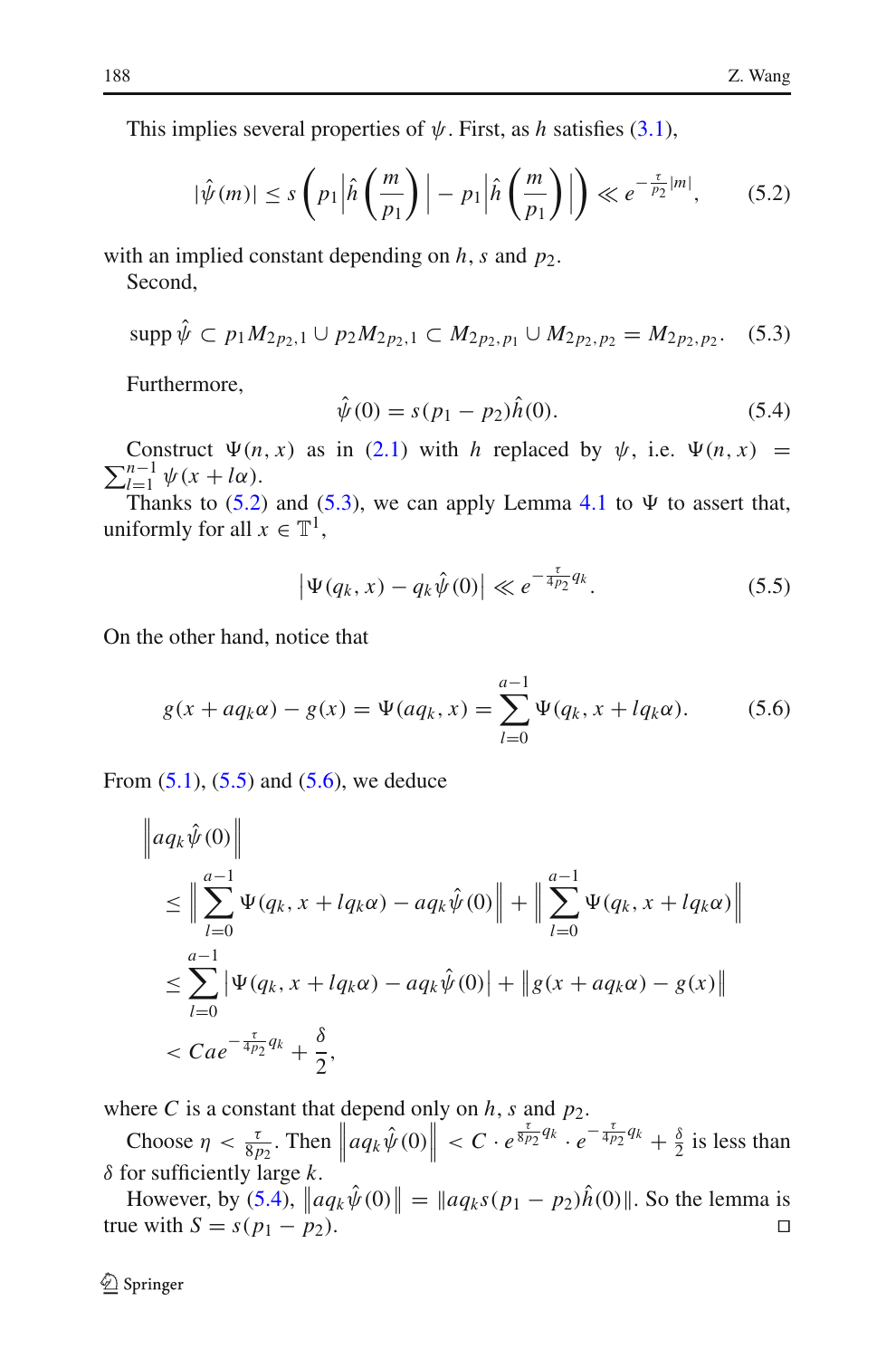This implies several properties of $\psi$. First, as $h$ satisfies (3.1),

$$|\hat{\psi}(m)| \leq s\left(p_1 \left|\hat{h}\left(\frac{m}{p_1}\right)\right| - p_1 \left|\hat{h}\left(\frac{m}{p_1}\right)\right|\right) \ll e^{-\frac{\tau}{p_2}|m|}, \tag{5.2}$$

with an implied constant depending on $h$, $s$ and $p_2$.

Second,

$$\operatorname{supp} \hat{\psi} \subset p_1 M_{2p_2,1} \cup p_2 M_{2p_2,1} \subset M_{2p_2,p_1} \cup M_{2p_2,p_2} = M_{2p_2,p_2}. \tag{5.3}$$

Furthermore,

$$\hat{\psi}(0) = s(p_1 - p_2)\hat{h}(0). \tag{5.4}$$

Construct $\Psi(n,x)$ as in (2.1) with $h$ replaced by $\psi$, i.e. $\Psi(n,x) = \sum_{l=1}^{n-1} \psi(x + l\alpha)$.

Thanks to (5.2) and (5.3), we can apply Lemma 4.1 to $\Psi$ to assert that, uniformly for all $x \in \mathbb{T}^1$,

$$\left|\Psi(q_k, x) - q_k \hat{\psi}(0)\right| \ll e^{-\frac{\tau}{4p_2}q_k}. \tag{5.5}$$

On the other hand, notice that

$$g(x + aq_k\alpha) - g(x) = \Psi(aq_k, x) = \sum_{l=0}^{a-1} \Psi(q_k, x + lq_k\alpha). \tag{5.6}$$

From (5.1), (5.5) and (5.6), we deduce

$$\begin{aligned}
&\left\| aq_k \hat{\psi}(0) \right\| \\
&\leq \left\| \sum_{l=0}^{a-1} \Psi(q_k, x + lq_k\alpha) - aq_k\hat{\psi}(0) \right\| + \left\| \sum_{l=0}^{a-1} \Psi(q_k, x + lq_k\alpha) \right\| \\
&\leq \sum_{l=0}^{a-1} \left| \Psi(q_k, x + lq_k\alpha) - aq_k\hat{\psi}(0) \right| + \left\| g(x + aq_k\alpha) - g(x) \right\| \\
&< Cae^{-\frac{\tau}{4p_2}q_k} + \frac{\delta}{2},
\end{aligned}$$

where $C$ is a constant that depend only on $h$, $s$ and $p_2$.

Choose $\eta < \frac{\tau}{8p_2}$. Then $\left\| aq_k \hat{\psi}(0) \right\| < C \cdot e^{\frac{\tau}{8p_2}q_k} \cdot e^{-\frac{\tau}{4p_2}q_k} + \frac{\delta}{2}$ is less than $\delta$ for sufficiently large $k$.

However, by (5.4), $\left\| aq_k \hat{\psi}(0) \right\| = \| aq_k s(p_1 - p_2)\hat{h}(0) \|$. So the lemma is true with $S = s(p_1 - p_2)$. $\square$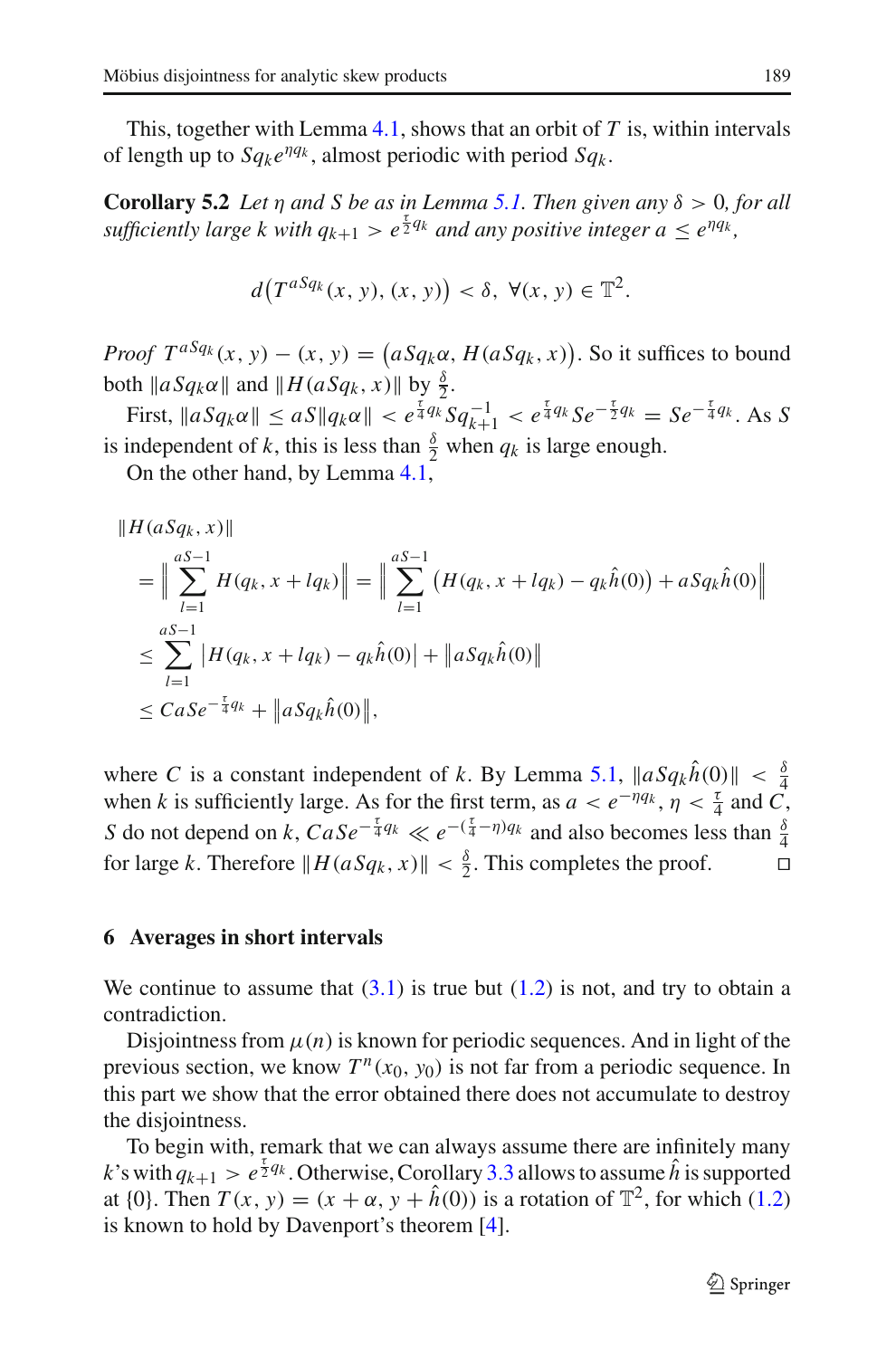This, together with Lemma 4.1, shows that an orbit of $T$ is, within intervals of length up to $Sq_k e^{\eta q_k}$, almost periodic with period $Sq_k$.

**Corollary 5.2** *Let $\eta$ and $S$ be as in Lemma 5.1. Then given any $\delta > 0$, for all sufficiently large $k$ with $q_{k+1} > e^{\frac{\tau}{2} q_k}$ and any positive integer $a \le e^{\eta q_k}$,*

$$d\big(T^{aSq_k}(x, y), (x, y)\big) < \delta, \ \forall (x, y) \in \mathbb{T}^2.$$

*Proof* $T^{aSq_k}(x, y) - (x, y) = \big(aSq_k\alpha, H(aSq_k, x)\big)$. So it suffices to bound both $\|aSq_k\alpha\|$ and $\|H(aSq_k, x)\|$ by $\frac{\delta}{2}$.

First, $\|aSq_k\alpha\| \le aS\|q_k\alpha\| < e^{\frac{\tau}{4} q_k} Sq_{k+1}^{-1} < e^{\frac{\tau}{4} q_k} Se^{-\frac{\tau}{2} q_k} = Se^{-\frac{\tau}{4} q_k}$. As $S$ is independent of $k$, this is less than $\frac{\delta}{2}$ when $q_k$ is large enough.

On the other hand, by Lemma 4.1,

$$\begin{aligned}
&\|H(aSq_k, x)\| \\
&= \Big\| \sum_{l=1}^{aS-1} H(q_k, x + lq_k) \Big\| = \Big\| \sum_{l=1}^{aS-1} \big(H(q_k, x + lq_k) - q_k\hat{h}(0)\big) + aSq_k\hat{h}(0) \Big\| \\
&\le \sum_{l=1}^{aS-1} \big|H(q_k, x + lq_k) - q_k\hat{h}(0)\big| + \big\|aSq_k\hat{h}(0)\big\| \\
&\le CaSe^{-\frac{\tau}{4} q_k} + \big\|aSq_k\hat{h}(0)\big\|,
\end{aligned}$$

where $C$ is a constant independent of $k$. By Lemma 5.1, $\|aSq_k\hat{h}(0)\| < \frac{\delta}{4}$ when $k$ is sufficiently large. As for the first term, as $a < e^{-\eta q_k}$, $\eta < \frac{\tau}{4}$ and $C$, $S$ do not depend on $k$, $CaSe^{-\frac{\tau}{4} q_k} \ll e^{-(\frac{\tau}{4} - \eta)q_k}$ and also becomes less than $\frac{\delta}{4}$ for large $k$. Therefore $\|H(aSq_k, x)\| < \frac{\delta}{2}$. This completes the proof. □

## 6 Averages in short intervals

We continue to assume that (3.1) is true but (1.2) is not, and try to obtain a contradiction.

Disjointness from $\mu(n)$ is known for periodic sequences. And in light of the previous section, we know $T^n(x_0, y_0)$ is not far from a periodic sequence. In this part we show that the error obtained there does not accumulate to destroy the disjointness.

To begin with, remark that we can always assume there are infinitely many $k$'s with $q_{k+1} > e^{\frac{\tau}{2} q_k}$. Otherwise, Corollary 3.3 allows to assume $\hat{h}$ is supported at $\{0\}$. Then $T(x, y) = (x + \alpha, y + \hat{h}(0))$ is a rotation of $\mathbb{T}^2$, for which (1.2) is known to hold by Davenport's theorem [4].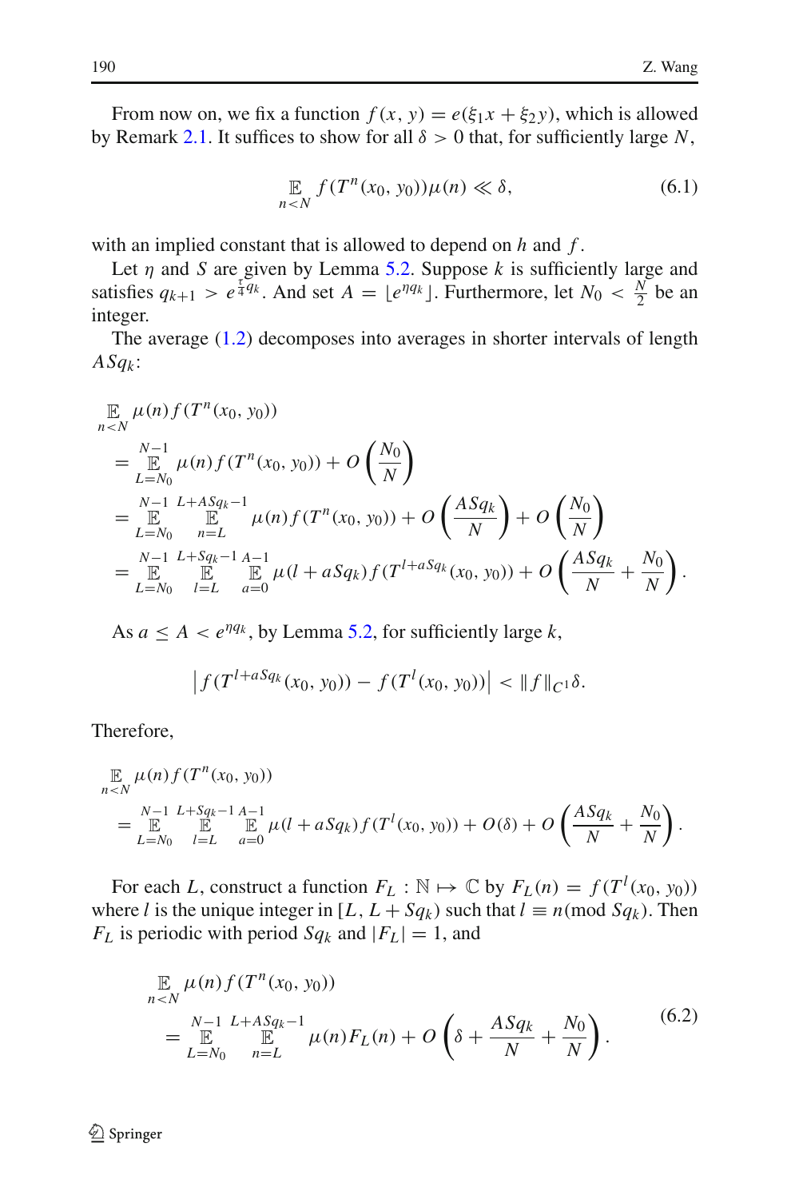From now on, we fix a function $f(x, y) = e(\xi_1 x + \xi_2 y)$, which is allowed by Remark 2.1. It suffices to show for all $\delta > 0$ that, for sufficiently large $N$,

$$\mathop{\mathbb{E}}_{n<N} f(T^n(x_0, y_0))\mu(n) \ll \delta, \tag{6.1}$$

with an implied constant that is allowed to depend on $h$ and $f$.

Let $\eta$ and $S$ are given by Lemma 5.2. Suppose $k$ is sufficiently large and satisfies $q_{k+1} > e^{\frac{\tau}{4}q_k}$. And set $A = \lfloor e^{\eta q_k} \rfloor$. Furthermore, let $N_0 < \frac{N}{2}$ be an integer.

The average (1.2) decomposes into averages in shorter intervals of length $ASq_k$:

$$\begin{aligned}
&\mathop{\mathbb{E}}_{n<N} \mu(n) f(T^n(x_0, y_0)) \\
&= \mathop{\mathbb{E}}_{L=N_0}^{N-1} \mu(n) f(T^n(x_0, y_0)) + O\left(\frac{N_0}{N}\right) \\
&= \mathop{\mathbb{E}}_{L=N_0}^{N-1} \mathop{\mathbb{E}}_{n=L}^{L+ASq_k-1} \mu(n) f(T^n(x_0, y_0)) + O\left(\frac{ASq_k}{N}\right) + O\left(\frac{N_0}{N}\right) \\
&= \mathop{\mathbb{E}}_{L=N_0}^{N-1} \mathop{\mathbb{E}}_{l=L}^{L+Sq_k-1} \mathop{\mathbb{E}}_{a=0}^{A-1} \mu(l + aSq_k) f(T^{l+aSq_k}(x_0, y_0)) + O\left(\frac{ASq_k}{N} + \frac{N_0}{N}\right).
\end{aligned}$$

As $a \leq A < e^{\eta q_k}$, by Lemma 5.2, for sufficiently large $k$,

$$\left| f(T^{l+aSq_k}(x_0, y_0)) - f(T^l(x_0, y_0)) \right| < \|f\|_{C^1} \delta.$$

Therefore,

$$\begin{aligned}
&\mathop{\mathbb{E}}_{n<N} \mu(n) f(T^n(x_0, y_0)) \\
&= \mathop{\mathbb{E}}_{L=N_0}^{N-1} \mathop{\mathbb{E}}_{l=L}^{L+Sq_k-1} \mathop{\mathbb{E}}_{a=0}^{A-1} \mu(l + aSq_k) f(T^l(x_0, y_0)) + O(\delta) + O\left(\frac{ASq_k}{N} + \frac{N_0}{N}\right).
\end{aligned}$$

For each $L$, construct a function $F_L : \mathbb{N} \mapsto \mathbb{C}$ by $F_L(n) = f(T^l(x_0, y_0))$ where $l$ is the unique integer in $[L, L + Sq_k)$ such that $l \equiv n (\text{mod } Sq_k)$. Then $F_L$ is periodic with period $Sq_k$ and $|F_L| = 1$, and

$$\begin{aligned}
&\mathop{\mathbb{E}}_{n<N} \mu(n) f(T^n(x_0, y_0)) \\
&= \mathop{\mathbb{E}}_{L=N_0}^{N-1} \mathop{\mathbb{E}}_{n=L}^{L+ASq_k-1} \mu(n) F_L(n) + O\left(\delta + \frac{ASq_k}{N} + \frac{N_0}{N}\right).
\end{aligned} \tag{6.2}$$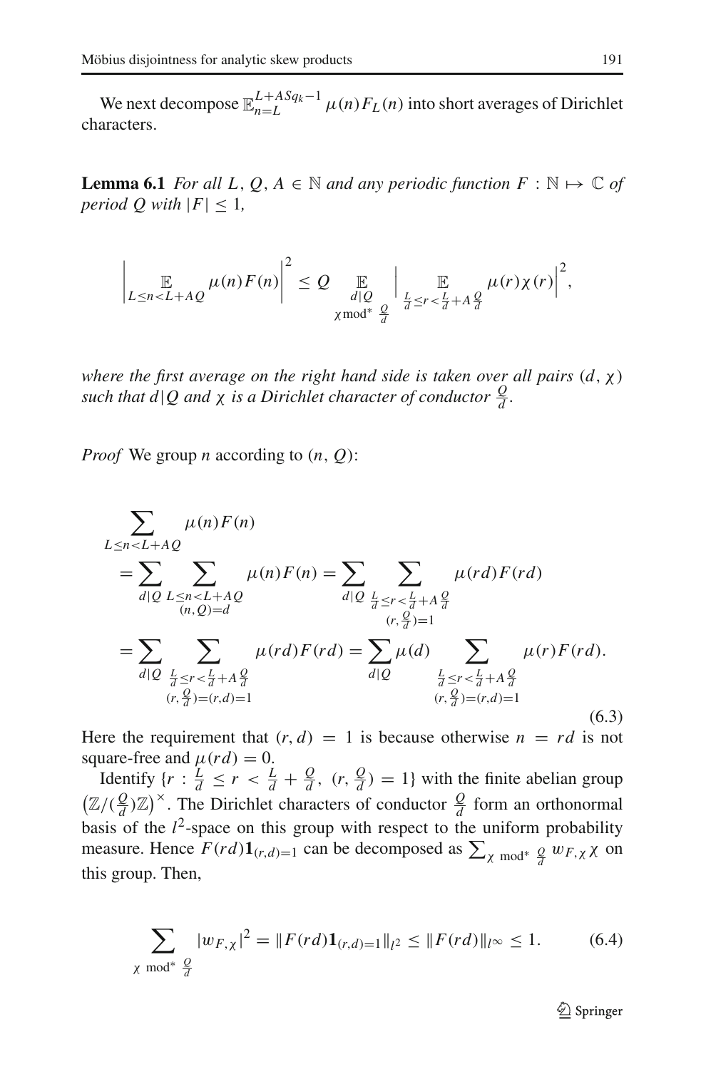We next decompose $\mathbb{E}_{n=L}^{L+ASq_k-1}\,\mu(n)F_L(n)$ into short averages of Dirichlet characters.

**Lemma 6.1** *For all $L, Q, A \in \mathbb{N}$ and any periodic function $F : \mathbb{N} \mapsto \mathbb{C}$ of period $Q$ with $|F| \le 1$,*

$$\left| \mathop{\mathbb{E}}_{L \le n < L+AQ} \mu(n)F(n) \right|^2 \le Q \mathop{\mathbb{E}}_{\substack{d|Q \\ \chi \bmod^* \frac{Q}{d}}} \left| \mathop{\mathbb{E}}_{\frac{L}{d} \le r < \frac{L}{d} + A\frac{Q}{d}} \mu(r)\chi(r) \right|^2,$$

*where the first average on the right hand side is taken over all pairs $(d, \chi)$ such that $d|Q$ and $\chi$ is a Dirichlet character of conductor $\frac{Q}{d}$.*

*Proof* We group $n$ according to $(n, Q)$:

$$\begin{aligned}
&\sum_{L \le n < L+AQ} \mu(n)F(n) \\
&\quad = \sum_{d|Q} \sum_{\substack{L \le n < L+AQ \\ (n,Q)=d}} \mu(n)F(n) = \sum_{d|Q} \sum_{\substack{\frac{L}{d} \le r < \frac{L}{d} + A\frac{Q}{d} \\ (r, \frac{Q}{d})=1}} \mu(rd)F(rd) \\
&\quad = \sum_{d|Q} \sum_{\substack{\frac{L}{d} \le r < \frac{L}{d} + A\frac{Q}{d} \\ (r, \frac{Q}{d})=(r,d)=1}} \mu(rd)F(rd) = \sum_{d|Q} \mu(d) \sum_{\substack{\frac{L}{d} \le r < \frac{L}{d} + A\frac{Q}{d} \\ (r, \frac{Q}{d})=(r,d)=1}} \mu(r)F(rd).
\end{aligned} \tag{6.3}$$

Here the requirement that $(r, d) = 1$ is because otherwise $n = rd$ is not square-free and $\mu(rd) = 0$.

Identify $\{r : \frac{L}{d} \le r < \frac{L}{d} + \frac{Q}{d},\ (r, \frac{Q}{d}) = 1\}$ with the finite abelian group $\left(\mathbb{Z}/(\frac{Q}{d})\mathbb{Z}\right)^{\times}$. The Dirichlet characters of conductor $\frac{Q}{d}$ form an orthonormal basis of the $l^2$-space on this group with respect to the uniform probability measure. Hence $F(rd)\mathbf{1}_{(r,d)=1}$ can be decomposed as $\sum_{\chi \bmod^* \frac{Q}{d}} w_{F,\chi}\chi$ on this group. Then,

$$\sum_{\chi \bmod^* \frac{Q}{d}} |w_{F,\chi}|^2 = \|F(rd)\mathbf{1}_{(r,d)=1}\|_{l^2} \le \|F(rd)\|_{l^\infty} \le 1. \tag{6.4}$$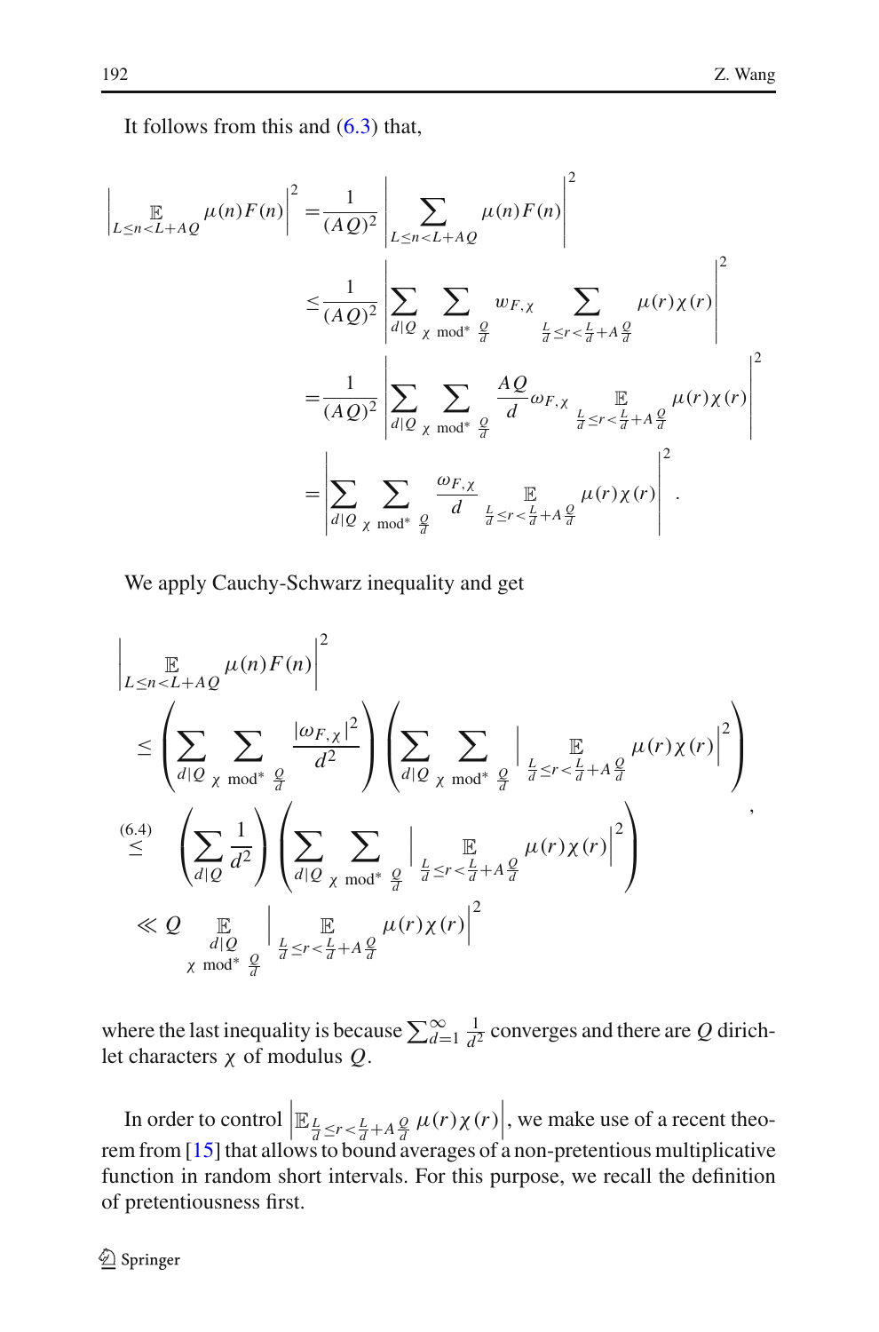It follows from this and (6.3) that,

$$
\begin{aligned}
\left|\mathop{\mathbb{E}}_{L\le n<L+AQ}\mu(n)F(n)\right|^2 &= \frac{1}{(AQ)^2}\left|\sum_{L\le n<L+AQ}\mu(n)F(n)\right|^2\\
&\le \frac{1}{(AQ)^2}\left|\sum_{d|Q}\sum_{\chi \bmod^* \frac{Q}{d}} w_{F,\chi}\sum_{\frac{L}{d}\le r<\frac{L}{d}+A\frac{Q}{d}}\mu(r)\chi(r)\right|^2\\
&= \frac{1}{(AQ)^2}\left|\sum_{d|Q}\sum_{\chi \bmod^* \frac{Q}{d}} \frac{AQ}{d}\omega_{F,\chi}\mathop{\mathbb{E}}_{\frac{L}{d}\le r<\frac{L}{d}+A\frac{Q}{d}}\mu(r)\chi(r)\right|^2\\
&= \left|\sum_{d|Q}\sum_{\chi \bmod^* \frac{Q}{d}} \frac{\omega_{F,\chi}}{d}\mathop{\mathbb{E}}_{\frac{L}{d}\le r<\frac{L}{d}+A\frac{Q}{d}}\mu(r)\chi(r)\right|^2.
\end{aligned}
$$

We apply Cauchy-Schwarz inequality and get

$$
\begin{aligned}
&\left|\mathop{\mathbb{E}}_{L\le n<L+AQ}\mu(n)F(n)\right|^2\\
&\le \left(\sum_{d|Q}\sum_{\chi \bmod^* \frac{Q}{d}}\frac{|\omega_{F,\chi}|^2}{d^2}\right)\left(\sum_{d|Q}\sum_{\chi \bmod^* \frac{Q}{d}}\left|\mathop{\mathbb{E}}_{\frac{L}{d}\le r<\frac{L}{d}+A\frac{Q}{d}}\mu(r)\chi(r)\right|^2\right)\\
&\overset{(6.4)}{\le} \left(\sum_{d|Q}\frac{1}{d^2}\right)\left(\sum_{d|Q}\sum_{\chi \bmod^* \frac{Q}{d}}\left|\mathop{\mathbb{E}}_{\frac{L}{d}\le r<\frac{L}{d}+A\frac{Q}{d}}\mu(r)\chi(r)\right|^2\right)\\
&\ll Q \mathop{\mathbb{E}}_{\substack{d|Q\\ \chi \bmod^* \frac{Q}{d}}}\left|\mathop{\mathbb{E}}_{\frac{L}{d}\le r<\frac{L}{d}+A\frac{Q}{d}}\mu(r)\chi(r)\right|^2
\end{aligned},
$$

where the last inequality is because $\sum_{d=1}^{\infty}\frac{1}{d^2}$ converges and there are $Q$ dirichlet characters $\chi$ of modulus $Q$.

In order to control $\left|\mathbb{E}_{\frac{L}{d}\le r<\frac{L}{d}+A\frac{Q}{d}}\mu(r)\chi(r)\right|$, we make use of a recent theorem from [15] that allows to bound averages of a non-pretentious multiplicative function in random short intervals. For this purpose, we recall the definition of pretentiousness first.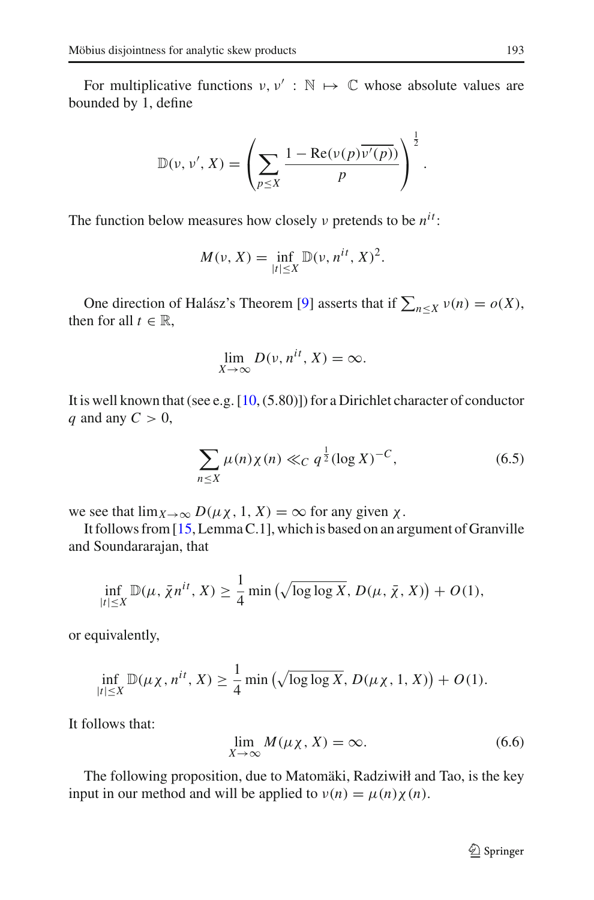For multiplicative functions $\nu, \nu' : \mathbb{N} \mapsto \mathbb{C}$ whose absolute values are bounded by 1, define

$$\mathbb{D}(\nu, \nu', X) = \left( \sum_{p \leq X} \frac{1 - \mathrm{Re}(\nu(p)\overline{\nu'(p)})}{p} \right)^{\frac{1}{2}}.$$

The function below measures how closely $\nu$ pretends to be $n^{it}$:

$$M(\nu, X) = \inf_{|t| \leq X} \mathbb{D}(\nu, n^{it}, X)^2.$$

One direction of Halász's Theorem [9] asserts that if $\sum_{n \leq X} \nu(n) = o(X)$, then for all $t \in \mathbb{R}$,

$$\lim_{X \to \infty} D(\nu, n^{it}, X) = \infty.$$

It is well known that (see e.g. [10, (5.80)]) for a Dirichlet character of conductor $q$ and any $C > 0$,

$$\sum_{n \leq X} \mu(n)\chi(n) \ll_C q^{\frac{1}{2}} (\log X)^{-C}, \tag{6.5}$$

we see that $\lim_{X \to \infty} D(\mu\chi, 1, X) = \infty$ for any given $\chi$.

It follows from [15, Lemma C.1], which is based on an argument of Granville and Soundararajan, that

$$\inf_{|t| \leq X} \mathbb{D}(\mu, \bar{\chi} n^{it}, X) \geq \frac{1}{4} \min\left(\sqrt{\log\log X}, D(\mu, \bar{\chi}, X)\right) + O(1),$$

or equivalently,

$$\inf_{|t| \leq X} \mathbb{D}(\mu\chi, n^{it}, X) \geq \frac{1}{4} \min\left(\sqrt{\log\log X}, D(\mu\chi, 1, X)\right) + O(1).$$

It follows that:

$$\lim_{X \to \infty} M(\mu\chi, X) = \infty. \tag{6.6}$$

The following proposition, due to Matomäki, Radziwiłł and Tao, is the key input in our method and will be applied to $\nu(n) = \mu(n)\chi(n)$.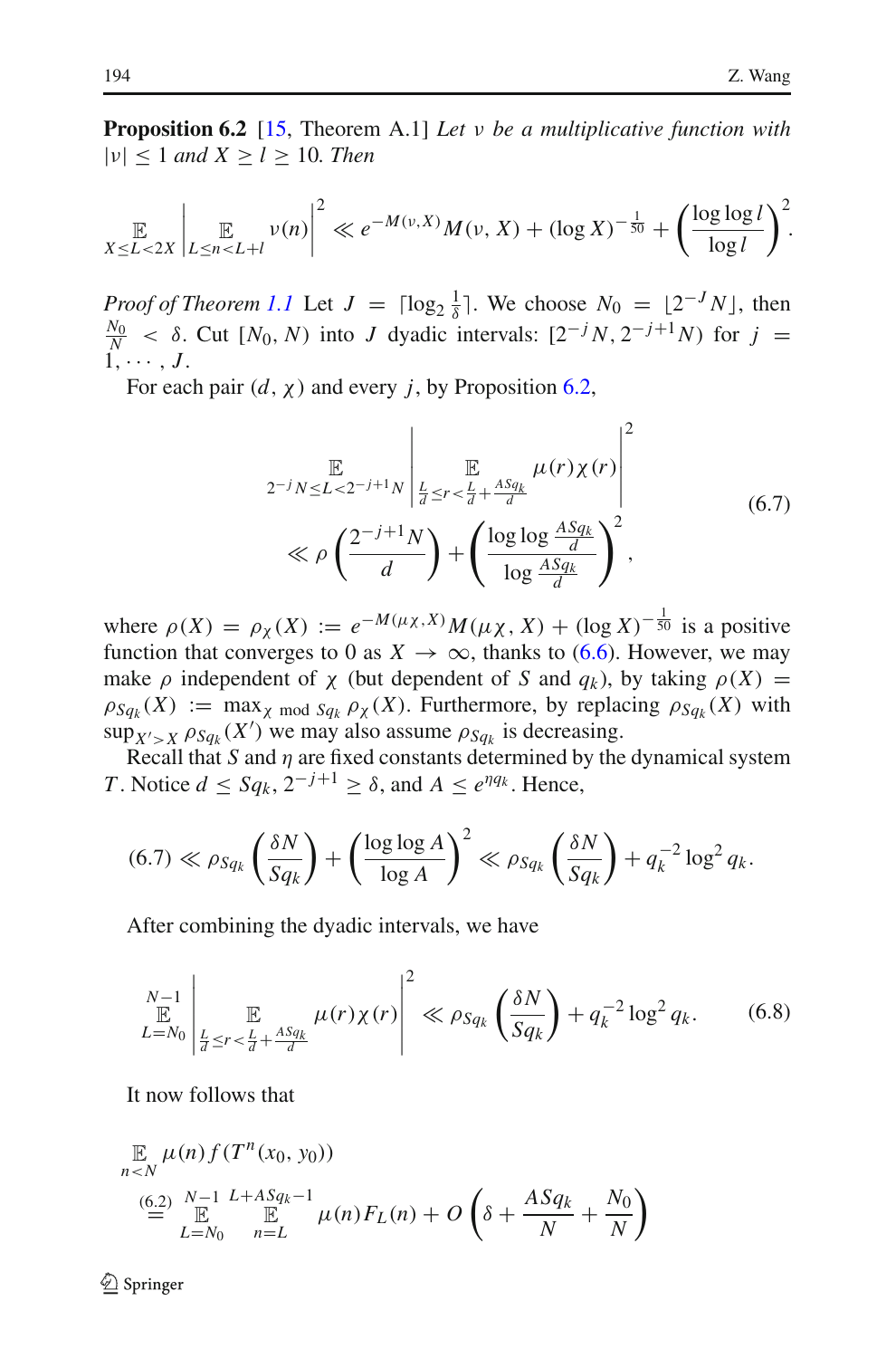**Proposition 6.2** [15, Theorem A.1] *Let $\nu$ be a multiplicative function with $|\nu| \leq 1$ and $X \geq l \geq 10$. Then*

$$\mathop{\mathbb{E}}_{X \leq L < 2X} \left| \mathop{\mathbb{E}}_{L \leq n < L+l} \nu(n) \right|^2 \ll e^{-M(\nu, X)} M(\nu, X) + (\log X)^{-\frac{1}{50}} + \left( \frac{\log \log l}{\log l} \right)^2.$$

*Proof of Theorem 1.1* Let $J = \lceil \log_2 \frac{1}{\delta} \rceil$. We choose $N_0 = \lfloor 2^{-J} N \rfloor$, then $\frac{N_0}{N} < \delta$. Cut $[N_0, N)$ into $J$ dyadic intervals: $[2^{-j}N, 2^{-j+1}N)$ for $j = 1, \cdots, J$.

For each pair $(d, \chi)$ and every $j$, by Proposition 6.2,

$$\begin{aligned} &\mathop{\mathbb{E}}_{2^{-j}N \leq L < 2^{-j+1}N} \left| \mathop{\mathbb{E}}_{\frac{L}{d} \leq r < \frac{L}{d} + \frac{ASq_k}{d}} \mu(r)\chi(r) \right|^2 \\ &\quad \ll \rho \left( \frac{2^{-j+1}N}{d} \right) + \left( \frac{\log \log \frac{ASq_k}{d}}{\log \frac{ASq_k}{d}} \right)^2, \end{aligned} \tag{6.7}$$

where $\rho(X) = \rho_\chi(X) := e^{-M(\mu\chi, X)} M(\mu\chi, X) + (\log X)^{-\frac{1}{50}}$ is a positive function that converges to 0 as $X \to \infty$, thanks to (6.6). However, we may make $\rho$ independent of $\chi$ (but dependent of $S$ and $q_k$), by taking $\rho(X) = \rho_{Sq_k}(X) := \max_{\chi \bmod Sq_k} \rho_\chi(X)$. Furthermore, by replacing $\rho_{Sq_k}(X)$ with $\sup_{X' > X} \rho_{Sq_k}(X')$ we may also assume $\rho_{Sq_k}$ is decreasing.

Recall that $S$ and $\eta$ are fixed constants determined by the dynamical system $T$. Notice $d \leq Sq_k$, $2^{-j+1} \geq \delta$, and $A \leq e^{\eta q_k}$. Hence,

$$(6.7) \ll \rho_{Sq_k} \left( \frac{\delta N}{Sq_k} \right) + \left( \frac{\log \log A}{\log A} \right)^2 \ll \rho_{Sq_k} \left( \frac{\delta N}{Sq_k} \right) + q_k^{-2} \log^2 q_k.$$

After combining the dyadic intervals, we have

$$\mathop{\mathbb{E}}_{L=N_0}^{N-1} \left| \mathop{\mathbb{E}}_{\frac{L}{d} \leq r < \frac{L}{d} + \frac{ASq_k}{d}} \mu(r)\chi(r) \right|^2 \ll \rho_{Sq_k} \left( \frac{\delta N}{Sq_k} \right) + q_k^{-2} \log^2 q_k. \tag{6.8}$$

It now follows that

$$\begin{aligned} &\mathop{\mathbb{E}}_{n<N} \mu(n) f(T^n(x_0, y_0)) \\ &\overset{(6.2)}{=} \mathop{\mathbb{E}}_{L=N_0}^{N-1} \mathop{\mathbb{E}}_{n=L}^{L+ASq_k-1} \mu(n) F_L(n) + O\left( \delta + \frac{ASq_k}{N} + \frac{N_0}{N} \right) \end{aligned}$$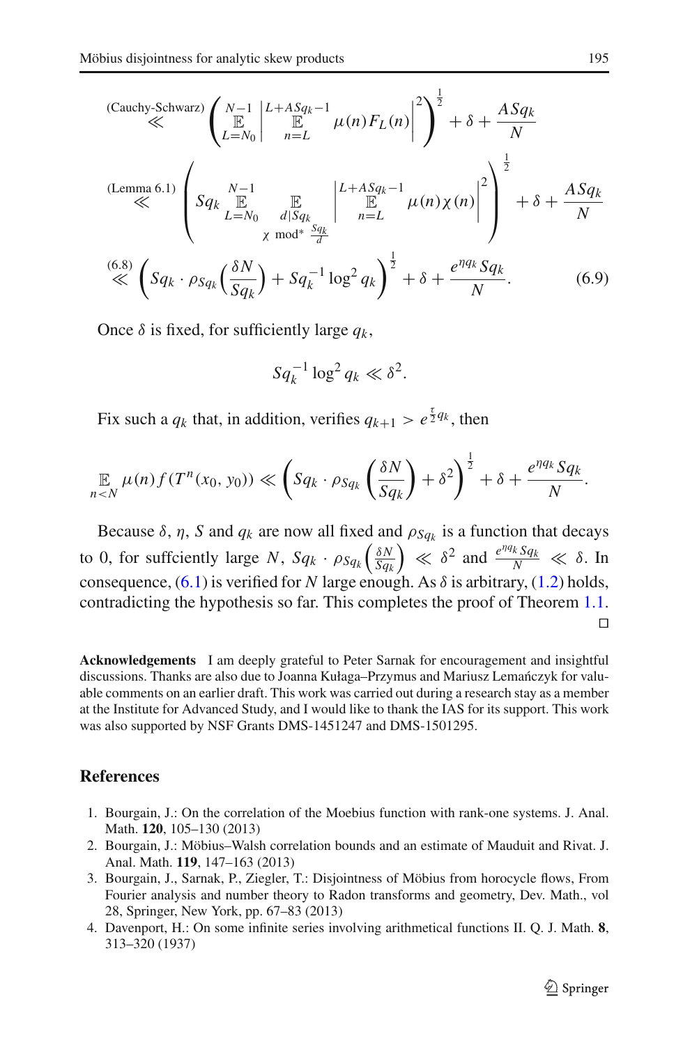$$\overset{\text{(Cauchy-Schwarz)}}{\ll} \left( \mathop{\mathbb{E}}_{L=N_0}^{N-1} \left| \mathop{\mathbb{E}}_{n=L}^{L+ASq_k-1} \mu(n) F_L(n) \right|^2 \right)^{\frac{1}{2}} + \delta + \frac{ASq_k}{N}$$

$$\overset{\text{(Lemma 6.1)}}{\ll} \left( Sq_k \mathop{\mathbb{E}}_{L=N_0}^{N-1} \mathop{\mathbb{E}}_{\substack{d|Sq_k \\ \chi \bmod^* \frac{Sq_k}{d}}} \left| \mathop{\mathbb{E}}_{n=L}^{L+ASq_k-1} \mu(n)\chi(n) \right|^2 \right)^{\frac{1}{2}} + \delta + \frac{ASq_k}{N}$$

$$\overset{(6.8)}{\ll} \left( Sq_k \cdot \rho_{Sq_k}\left(\frac{\delta N}{Sq_k}\right) + Sq_k^{-1} \log^2 q_k \right)^{\frac{1}{2}} + \delta + \frac{e^{\eta q_k} Sq_k}{N}. \tag{6.9}$$

Once $\delta$ is fixed, for sufficiently large $q_k$,

$$Sq_k^{-1} \log^2 q_k \ll \delta^2.$$

Fix such a $q_k$ that, in addition, verifies $q_{k+1} > e^{\frac{\tau}{2} q_k}$, then

$$\mathop{\mathbb{E}}_{n<N} \mu(n) f(T^n(x_0, y_0)) \ll \left( Sq_k \cdot \rho_{Sq_k}\left(\frac{\delta N}{Sq_k}\right) + \delta^2 \right)^{\frac{1}{2}} + \delta + \frac{e^{\eta q_k} Sq_k}{N}.$$

Because $\delta$, $\eta$, $S$ and $q_k$ are now all fixed and $\rho_{Sq_k}$ is a function that decays to 0, for suffciently large $N$, $Sq_k \cdot \rho_{Sq_k}\left(\frac{\delta N}{Sq_k}\right) \ll \delta^2$ and $\frac{e^{\eta q_k} Sq_k}{N} \ll \delta$. In consequence, (6.1) is verified for $N$ large enough. As $\delta$ is arbitrary, (1.2) holds, contradicting the hypothesis so far. This completes the proof of Theorem 1.1. □

**Acknowledgements** I am deeply grateful to Peter Sarnak for encouragement and insightful discussions. Thanks are also due to Joanna Kułaga–Przymus and Mariusz Lemańczyk for valuable comments on an earlier draft. This work was carried out during a research stay as a member at the Institute for Advanced Study, and I would like to thank the IAS for its support. This work was also supported by NSF Grants DMS-1451247 and DMS-1501295.

## References

1. Bourgain, J.: On the correlation of the Moebius function with rank-one systems. J. Anal. Math. **120**, 105–130 (2013)
2. Bourgain, J.: Möbius–Walsh correlation bounds and an estimate of Mauduit and Rivat. J. Anal. Math. **119**, 147–163 (2013)
3. Bourgain, J., Sarnak, P., Ziegler, T.: Disjointness of Möbius from horocycle flows, From Fourier analysis and number theory to Radon transforms and geometry, Dev. Math., vol 28, Springer, New York, pp. 67–83 (2013)
4. Davenport, H.: On some infinite series involving arithmetical functions II. Q. J. Math. **8**, 313–320 (1937)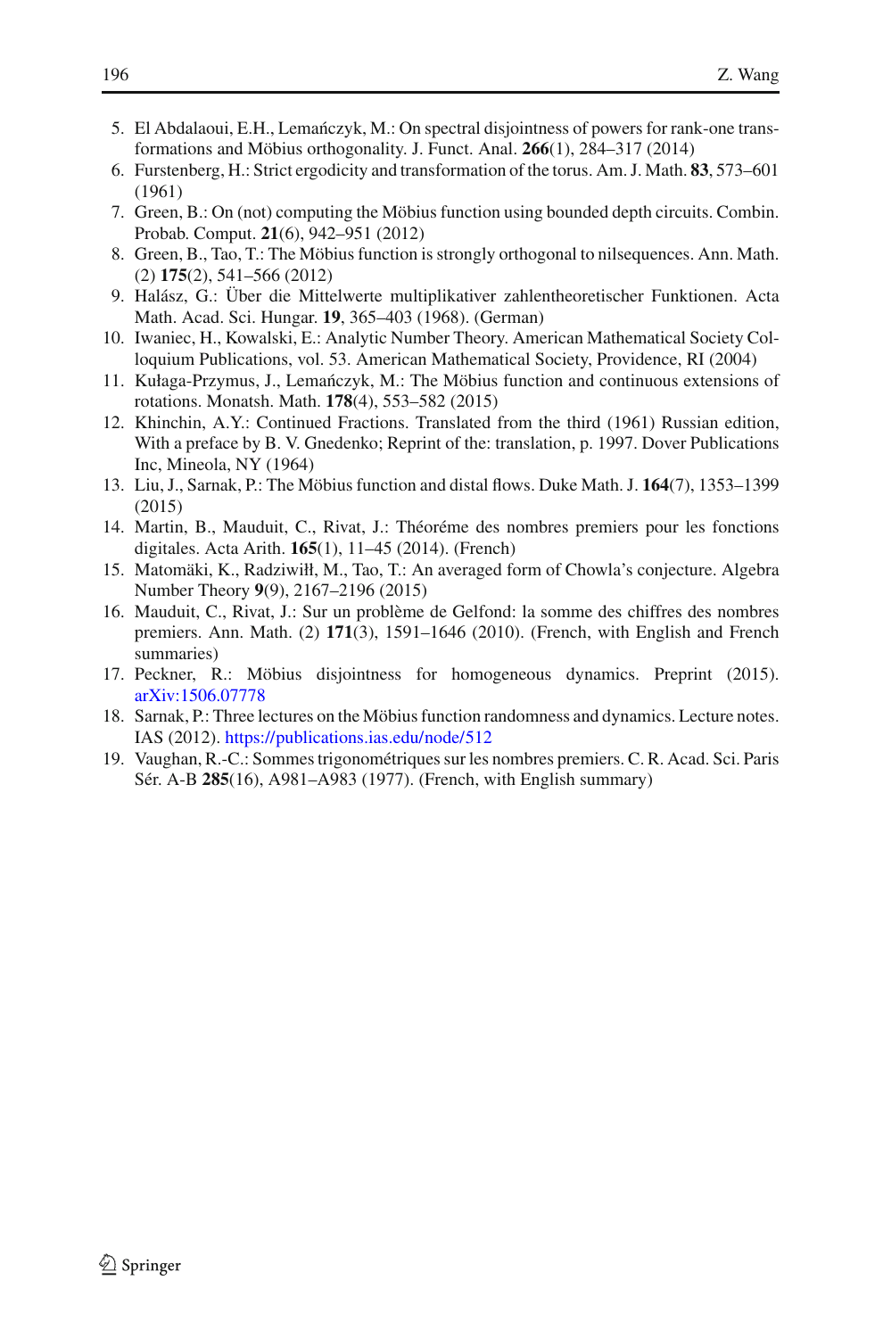5. El Abdalaoui, E.H., Lemańczyk, M.: On spectral disjointness of powers for rank-one transformations and Möbius orthogonality. J. Funct. Anal. **266**(1), 284–317 (2014)
6. Furstenberg, H.: Strict ergodicity and transformation of the torus. Am. J. Math. **83**, 573–601 (1961)
7. Green, B.: On (not) computing the Möbius function using bounded depth circuits. Combin. Probab. Comput. **21**(6), 942–951 (2012)
8. Green, B., Tao, T.: The Möbius function is strongly orthogonal to nilsequences. Ann. Math. (2) **175**(2), 541–566 (2012)
9. Halász, G.: Über die Mittelwerte multiplikativer zahlentheoretischer Funktionen. Acta Math. Acad. Sci. Hungar. **19**, 365–403 (1968). (German)
10. Iwaniec, H., Kowalski, E.: Analytic Number Theory. American Mathematical Society Colloquium Publications, vol. 53. American Mathematical Society, Providence, RI (2004)
11. Kułaga-Przymus, J., Lemańczyk, M.: The Möbius function and continuous extensions of rotations. Monatsh. Math. **178**(4), 553–582 (2015)
12. Khinchin, A.Y.: Continued Fractions. Translated from the third (1961) Russian edition, With a preface by B. V. Gnedenko; Reprint of the: translation, p. 1997. Dover Publications Inc, Mineola, NY (1964)
13. Liu, J., Sarnak, P.: The Möbius function and distal flows. Duke Math. J. **164**(7), 1353–1399 (2015)
14. Martin, B., Mauduit, C., Rivat, J.: Théoréme des nombres premiers pour les fonctions digitales. Acta Arith. **165**(1), 11–45 (2014). (French)
15. Matomäki, K., Radziwiłł, M., Tao, T.: An averaged form of Chowla's conjecture. Algebra Number Theory **9**(9), 2167–2196 (2015)
16. Mauduit, C., Rivat, J.: Sur un problème de Gelfond: la somme des chiffres des nombres premiers. Ann. Math. (2) **171**(3), 1591–1646 (2010). (French, with English and French summaries)
17. Peckner, R.: Möbius disjointness for homogeneous dynamics. Preprint (2015). arXiv:1506.07778
18. Sarnak, P.: Three lectures on the Möbius function randomness and dynamics. Lecture notes. IAS (2012). https://publications.ias.edu/node/512
19. Vaughan, R.-C.: Sommes trigonométriques sur les nombres premiers. C. R. Acad. Sci. Paris Sér. A-B **285**(16), A981–A983 (1977). (French, with English summary)